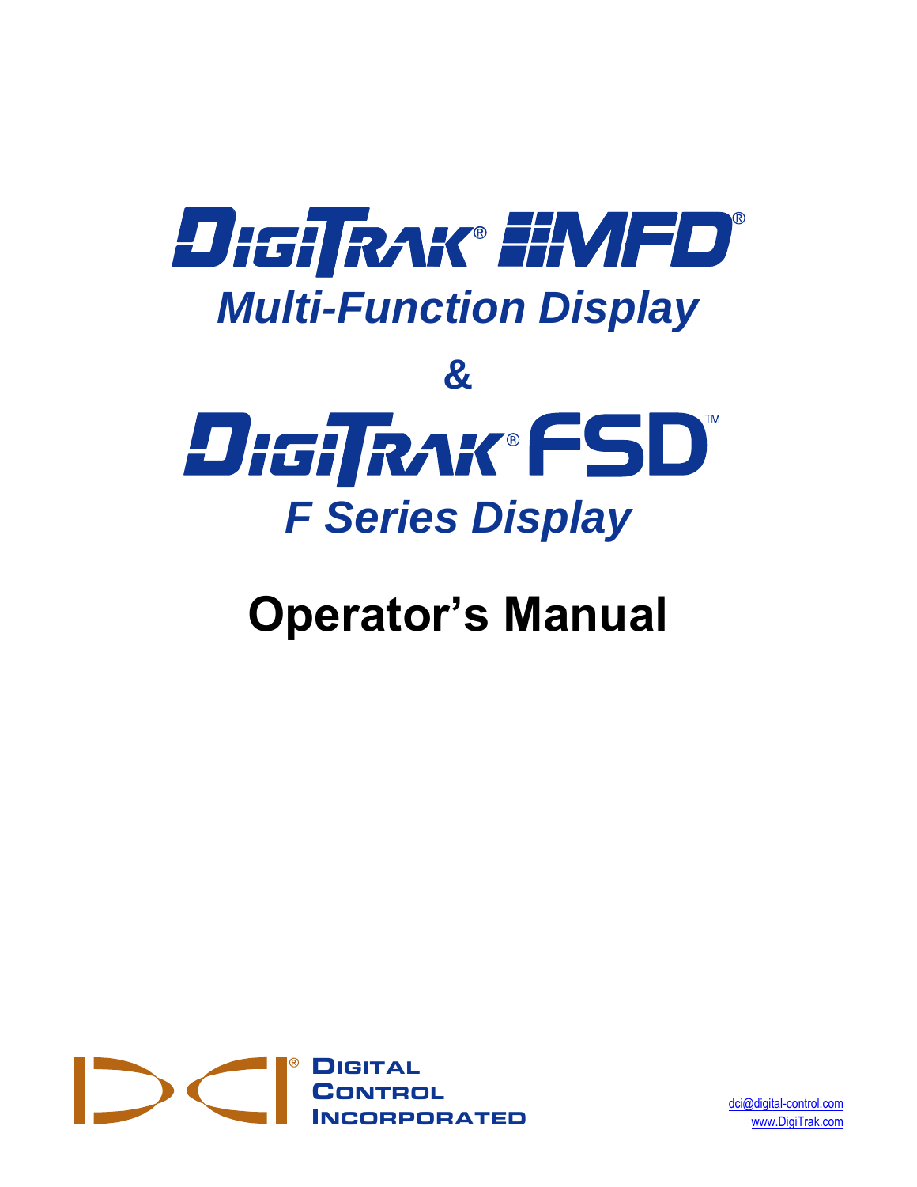# DigiTrak® MFD®

## *Multi-Function Display*

## &

# DigiTrak® FSD™

## *F Series Display*

# Operator's Manual

Digital Control Incorporated

dci@digital-control.com
www.DigiTrak.com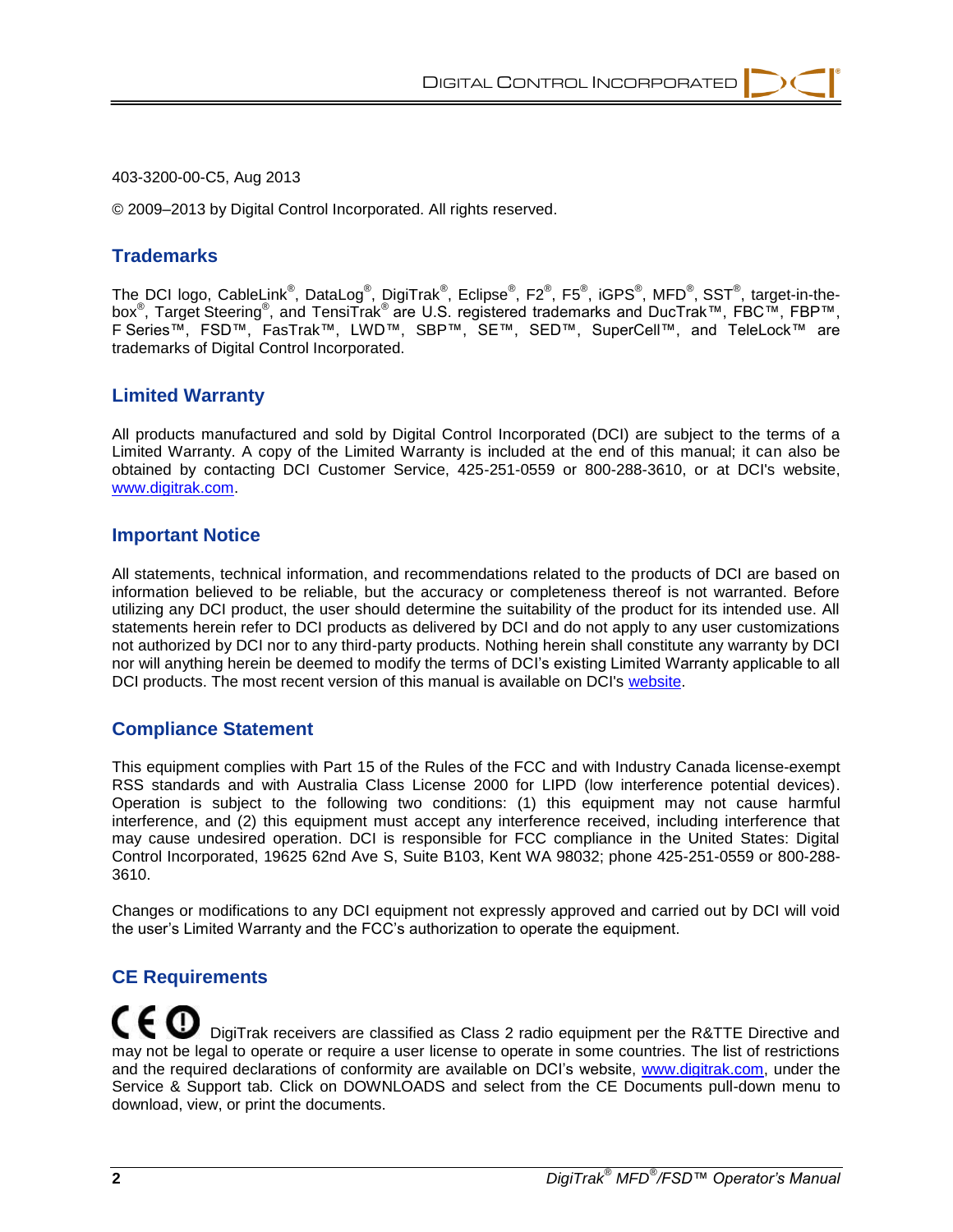403-3200-00-C5, Aug 2013

© 2009–2013 by Digital Control Incorporated. All rights reserved.

## Trademarks

The DCI logo, CableLink®, DataLog®, DigiTrak®, Eclipse®, F2®, F5®, iGPS®, MFD®, SST®, target-in-the-box®, Target Steering®, and TensiTrak® are U.S. registered trademarks and DucTrak™, FBC™, FBP™, F Series™, FSD™, FasTrak™, LWD™, SBP™, SE™, SED™, SuperCell™, and TeleLock™ are trademarks of Digital Control Incorporated.

## Limited Warranty

All products manufactured and sold by Digital Control Incorporated (DCI) are subject to the terms of a Limited Warranty. A copy of the Limited Warranty is included at the end of this manual; it can also be obtained by contacting DCI Customer Service, 425-251-0559 or 800-288-3610, or at DCI's website, www.digitrak.com.

## Important Notice

All statements, technical information, and recommendations related to the products of DCI are based on information believed to be reliable, but the accuracy or completeness thereof is not warranted. Before utilizing any DCI product, the user should determine the suitability of the product for its intended use. All statements herein refer to DCI products as delivered by DCI and do not apply to any user customizations not authorized by DCI nor to any third-party products. Nothing herein shall constitute any warranty by DCI nor will anything herein be deemed to modify the terms of DCI's existing Limited Warranty applicable to all DCI products. The most recent version of this manual is available on DCI's website.

## Compliance Statement

This equipment complies with Part 15 of the Rules of the FCC and with Industry Canada license-exempt RSS standards and with Australia Class License 2000 for LIPD (low interference potential devices). Operation is subject to the following two conditions: (1) this equipment may not cause harmful interference, and (2) this equipment must accept any interference received, including interference that may cause undesired operation. DCI is responsible for FCC compliance in the United States: Digital Control Incorporated, 19625 62nd Ave S, Suite B103, Kent WA 98032; phone 425-251-0559 or 800-288-3610.

Changes or modifications to any DCI equipment not expressly approved and carried out by DCI will void the user's Limited Warranty and the FCC's authorization to operate the equipment.

## CE Requirements

CE ⓘ DigiTrak receivers are classified as Class 2 radio equipment per the R&TTE Directive and may not be legal to operate or require a user license to operate in some countries. The list of restrictions and the required declarations of conformity are available on DCI's website, www.digitrak.com, under the Service & Support tab. Click on DOWNLOADS and select from the CE Documents pull-down menu to download, view, or print the documents.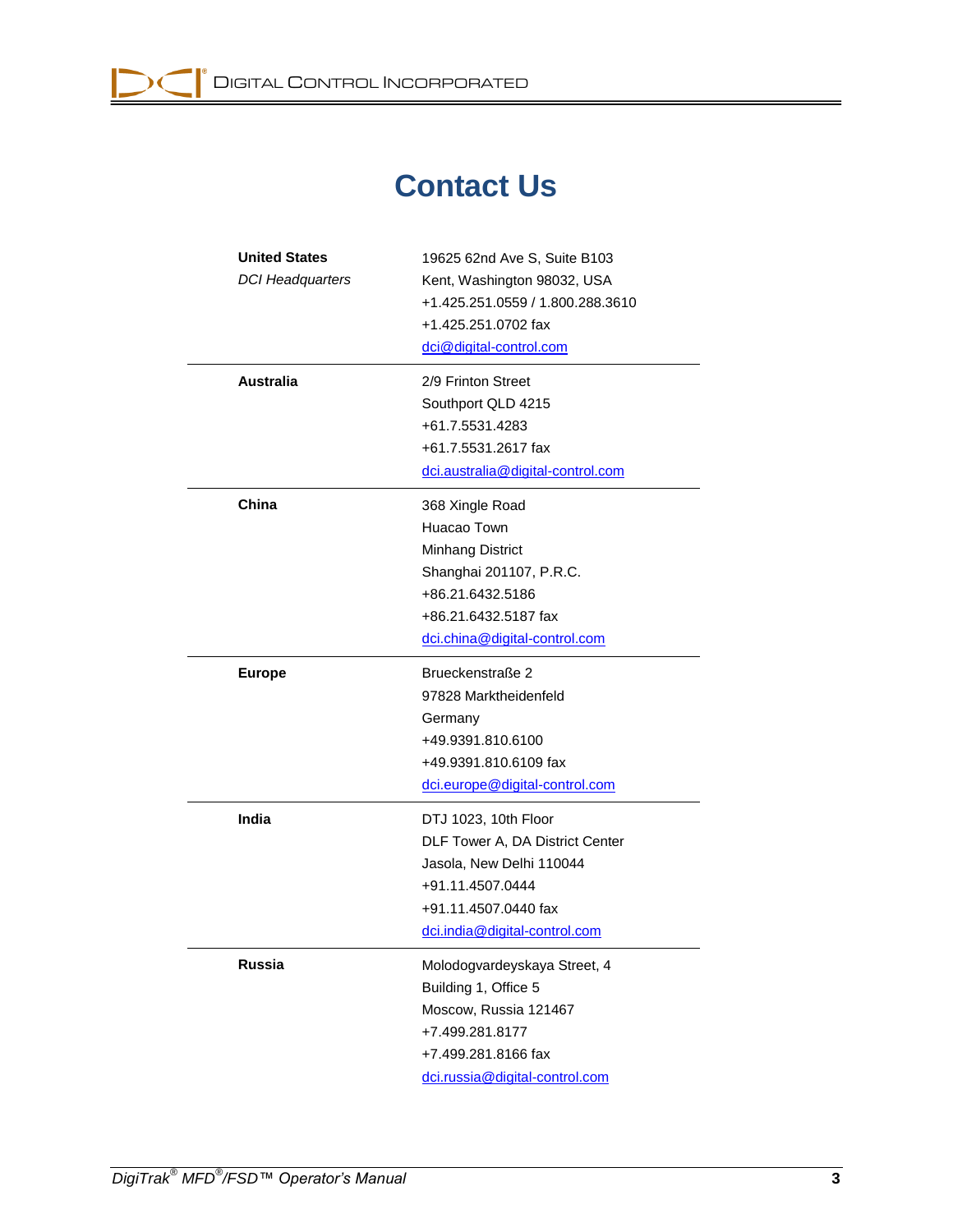# Contact Us

| | |
|---|---|
| **United States**<br>*DCI Headquarters* | 19625 62nd Ave S, Suite B103<br>Kent, Washington 98032, USA<br>+1.425.251.0559 / 1.800.288.3610<br>+1.425.251.0702 fax<br>dci@digital-control.com |
| **Australia** | 2/9 Frinton Street<br>Southport QLD 4215<br>+61.7.5531.4283<br>+61.7.5531.2617 fax<br>dci.australia@digital-control.com |
| **China** | 368 Xingle Road<br>Huacao Town<br>Minhang District<br>Shanghai 201107, P.R.C.<br>+86.21.6432.5186<br>+86.21.6432.5187 fax<br>dci.china@digital-control.com |
| **Europe** | Brueckenstraße 2<br>97828 Marktheidenfeld<br>Germany<br>+49.9391.810.6100<br>+49.9391.810.6109 fax<br>dci.europe@digital-control.com |
| **India** | DTJ 1023, 10th Floor<br>DLF Tower A, DA District Center<br>Jasola, New Delhi 110044<br>+91.11.4507.0444<br>+91.11.4507.0440 fax<br>dci.india@digital-control.com |
| **Russia** | Molodogvardeyskaya Street, 4<br>Building 1, Office 5<br>Moscow, Russia 121467<br>+7.499.281.8177<br>+7.499.281.8166 fax<br>dci.russia@digital-control.com |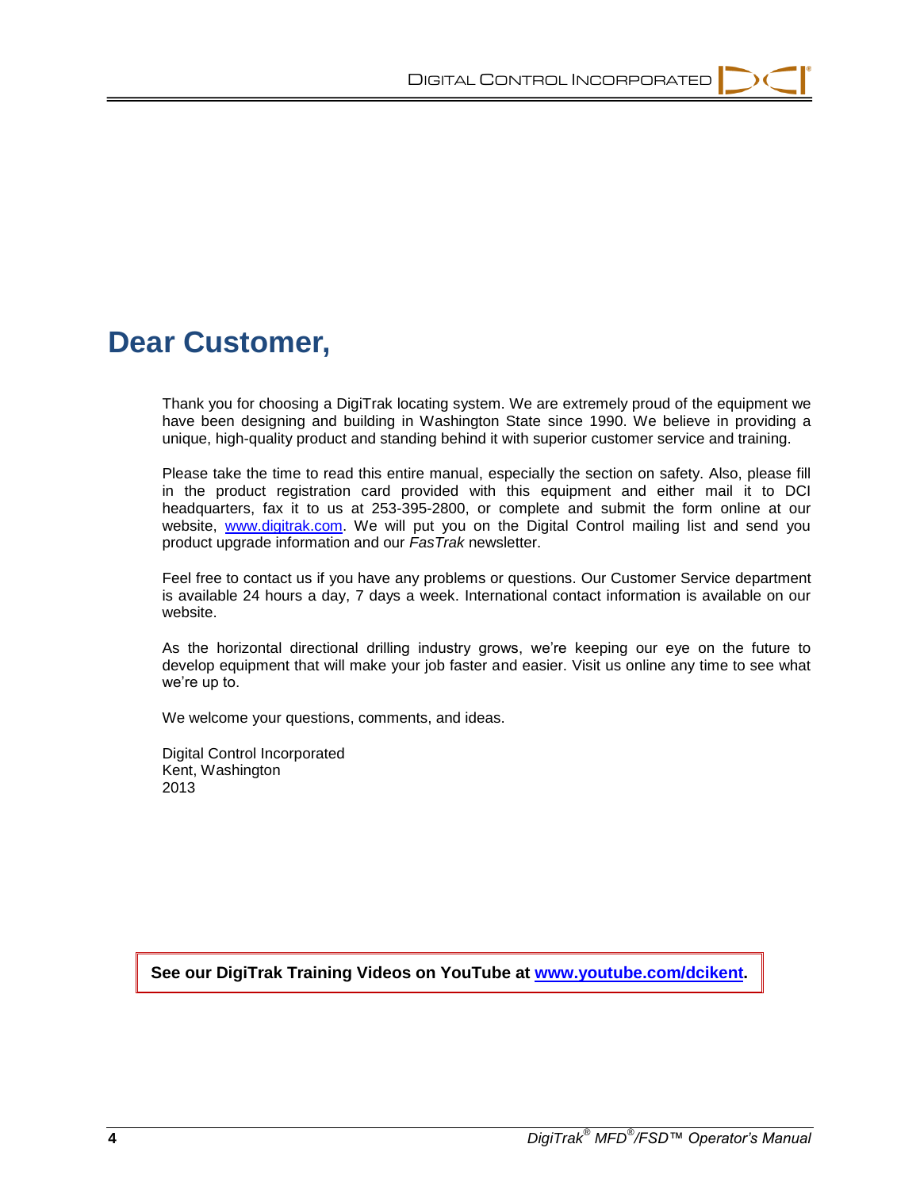# Dear Customer,

Thank you for choosing a DigiTrak locating system. We are extremely proud of the equipment we have been designing and building in Washington State since 1990. We believe in providing a unique, high-quality product and standing behind it with superior customer service and training.

Please take the time to read this entire manual, especially the section on safety. Also, please fill in the product registration card provided with this equipment and either mail it to DCI headquarters, fax it to us at 253-395-2800, or complete and submit the form online at our website, www.digitrak.com. We will put you on the Digital Control mailing list and send you product upgrade information and our *FasTrak* newsletter.

Feel free to contact us if you have any problems or questions. Our Customer Service department is available 24 hours a day, 7 days a week. International contact information is available on our website.

As the horizontal directional drilling industry grows, we're keeping our eye on the future to develop equipment that will make your job faster and easier. Visit us online any time to see what we're up to.

We welcome your questions, comments, and ideas.

Digital Control Incorporated
Kent, Washington
2013

**See our DigiTrak Training Videos on YouTube at www.youtube.com/dcikent.**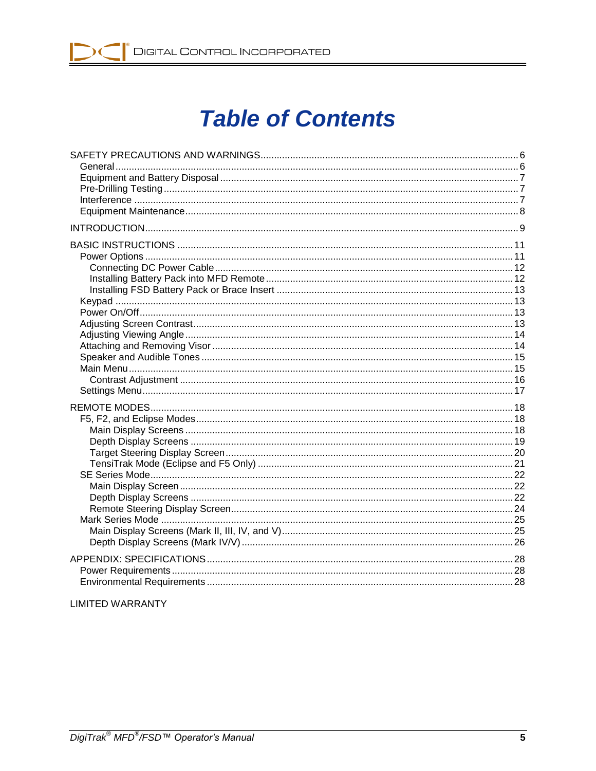# Table of Contents

SAFETY PRECAUTIONS AND WARNINGS .... 6
- General .... 6
- Equipment and Battery Disposal .... 7
- Pre-Drilling Testing .... 7
- Interference .... 7
- Equipment Maintenance .... 8

INTRODUCTION .... 9

BASIC INSTRUCTIONS .... 11
- Power Options .... 11
  - Connecting DC Power Cable .... 12
  - Installing Battery Pack into MFD Remote .... 12
  - Installing FSD Battery Pack or Brace Insert .... 13
- Keypad .... 13
- Power On/Off .... 13
- Adjusting Screen Contrast .... 13
- Adjusting Viewing Angle .... 14
- Attaching and Removing Visor .... 14
- Speaker and Audible Tones .... 15
- Main Menu .... 15
  - Contrast Adjustment .... 16
- Settings Menu .... 17

REMOTE MODES .... 18
- F5, F2, and Eclipse Modes .... 18
  - Main Display Screens .... 18
  - Depth Display Screens .... 19
  - Target Steering Display Screen .... 20
  - TensiTrak Mode (Eclipse and F5 Only) .... 21
- SE Series Mode .... 22
  - Main Display Screen .... 22
  - Depth Display Screens .... 22
  - Remote Steering Display Screen .... 24
- Mark Series Mode .... 25
  - Main Display Screens (Mark II, III, IV, and V) .... 25
  - Depth Display Screens (Mark IV/V) .... 26

APPENDIX: SPECIFICATIONS .... 28
- Power Requirements .... 28
- Environmental Requirements .... 28

LIMITED WARRANTY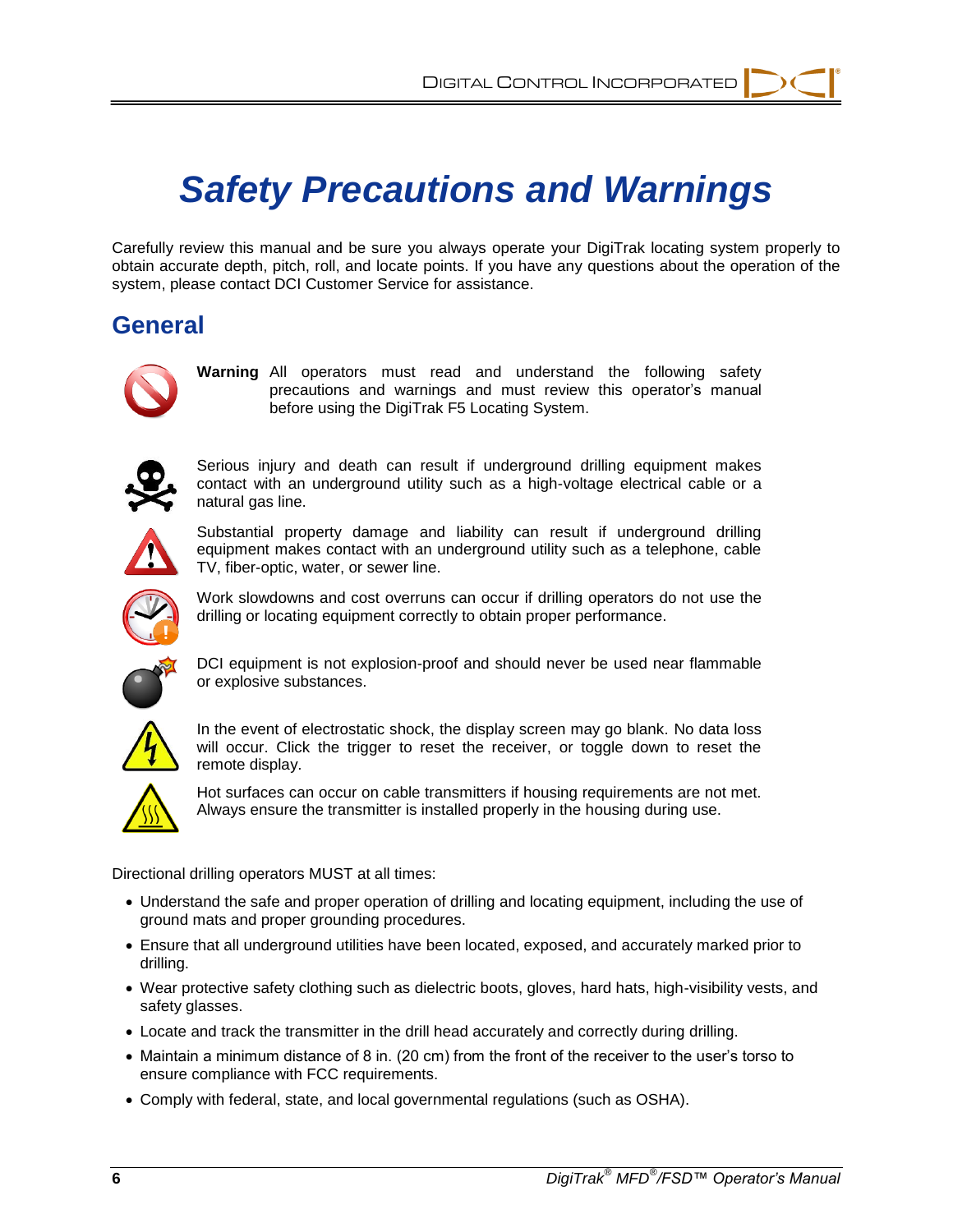# Safety Precautions and Warnings

Carefully review this manual and be sure you always operate your DigiTrak locating system properly to obtain accurate depth, pitch, roll, and locate points. If you have any questions about the operation of the system, please contact DCI Customer Service for assistance.

## General

**Warning** All operators must read and understand the following safety precautions and warnings and must review this operator's manual before using the DigiTrak F5 Locating System.

Serious injury and death can result if underground drilling equipment makes contact with an underground utility such as a high-voltage electrical cable or a natural gas line.

Substantial property damage and liability can result if underground drilling equipment makes contact with an underground utility such as a telephone, cable TV, fiber-optic, water, or sewer line.

Work slowdowns and cost overruns can occur if drilling operators do not use the drilling or locating equipment correctly to obtain proper performance.

DCI equipment is not explosion-proof and should never be used near flammable or explosive substances.

In the event of electrostatic shock, the display screen may go blank. No data loss will occur. Click the trigger to reset the receiver, or toggle down to reset the remote display.

Hot surfaces can occur on cable transmitters if housing requirements are not met. Always ensure the transmitter is installed properly in the housing during use.

Directional drilling operators MUST at all times:

- Understand the safe and proper operation of drilling and locating equipment, including the use of ground mats and proper grounding procedures.
- Ensure that all underground utilities have been located, exposed, and accurately marked prior to drilling.
- Wear protective safety clothing such as dielectric boots, gloves, hard hats, high-visibility vests, and safety glasses.
- Locate and track the transmitter in the drill head accurately and correctly during drilling.
- Maintain a minimum distance of 8 in. (20 cm) from the front of the receiver to the user's torso to ensure compliance with FCC requirements.
- Comply with federal, state, and local governmental regulations (such as OSHA).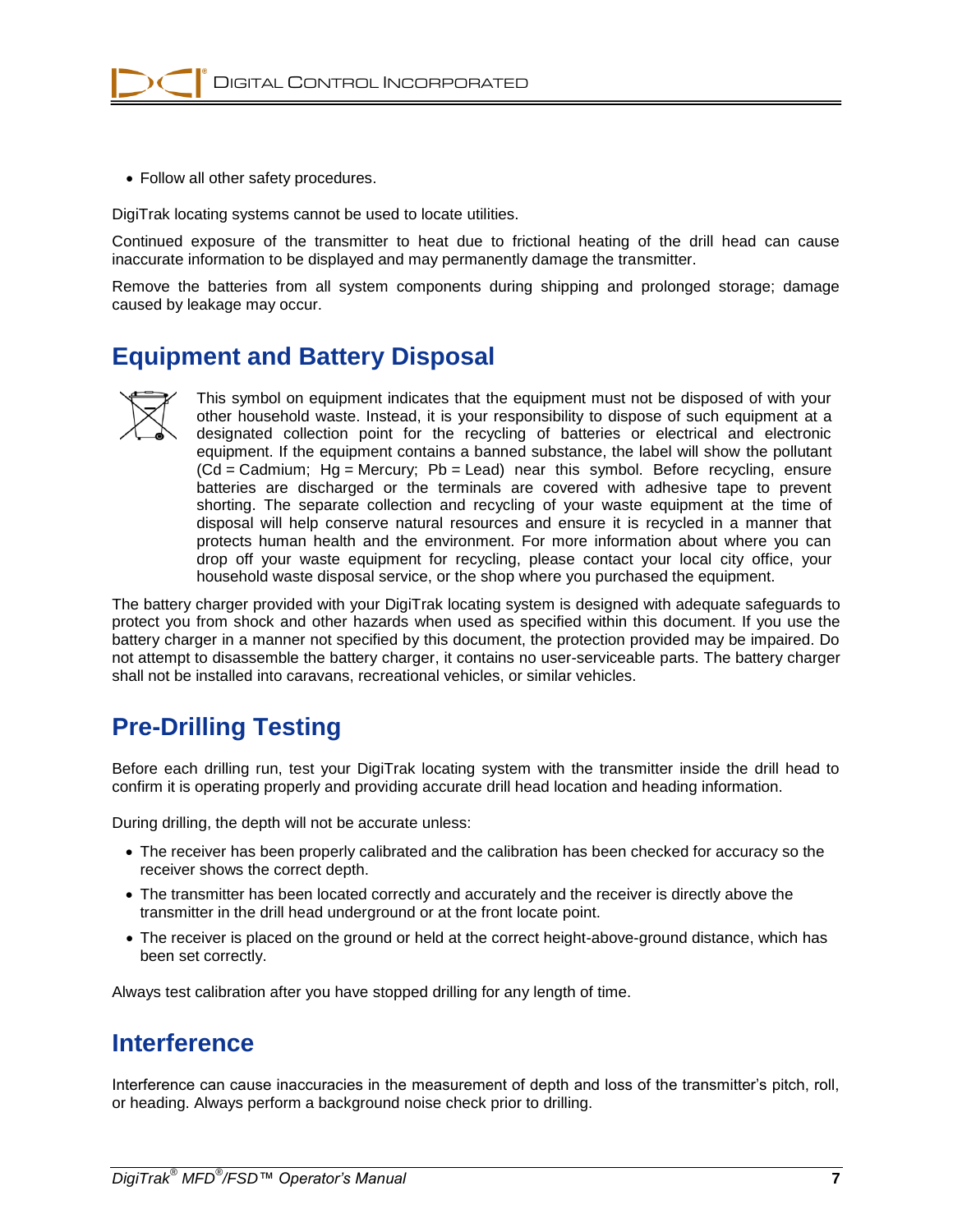- Follow all other safety procedures.

DigiTrak locating systems cannot be used to locate utilities.

Continued exposure of the transmitter to heat due to frictional heating of the drill head can cause inaccurate information to be displayed and may permanently damage the transmitter.

Remove the batteries from all system components during shipping and prolonged storage; damage caused by leakage may occur.

## Equipment and Battery Disposal

This symbol on equipment indicates that the equipment must not be disposed of with your other household waste. Instead, it is your responsibility to dispose of such equipment at a designated collection point for the recycling of batteries or electrical and electronic equipment. If the equipment contains a banned substance, the label will show the pollutant (Cd = Cadmium; Hg = Mercury; Pb = Lead) near this symbol. Before recycling, ensure batteries are discharged or the terminals are covered with adhesive tape to prevent shorting. The separate collection and recycling of your waste equipment at the time of disposal will help conserve natural resources and ensure it is recycled in a manner that protects human health and the environment. For more information about where you can drop off your waste equipment for recycling, please contact your local city office, your household waste disposal service, or the shop where you purchased the equipment.

The battery charger provided with your DigiTrak locating system is designed with adequate safeguards to protect you from shock and other hazards when used as specified within this document. If you use the battery charger in a manner not specified by this document, the protection provided may be impaired. Do not attempt to disassemble the battery charger, it contains no user-serviceable parts. The battery charger shall not be installed into caravans, recreational vehicles, or similar vehicles.

## Pre-Drilling Testing

Before each drilling run, test your DigiTrak locating system with the transmitter inside the drill head to confirm it is operating properly and providing accurate drill head location and heading information.

During drilling, the depth will not be accurate unless:

- The receiver has been properly calibrated and the calibration has been checked for accuracy so the receiver shows the correct depth.
- The transmitter has been located correctly and accurately and the receiver is directly above the transmitter in the drill head underground or at the front locate point.
- The receiver is placed on the ground or held at the correct height-above-ground distance, which has been set correctly.

Always test calibration after you have stopped drilling for any length of time.

## Interference

Interference can cause inaccuracies in the measurement of depth and loss of the transmitter's pitch, roll, or heading. Always perform a background noise check prior to drilling.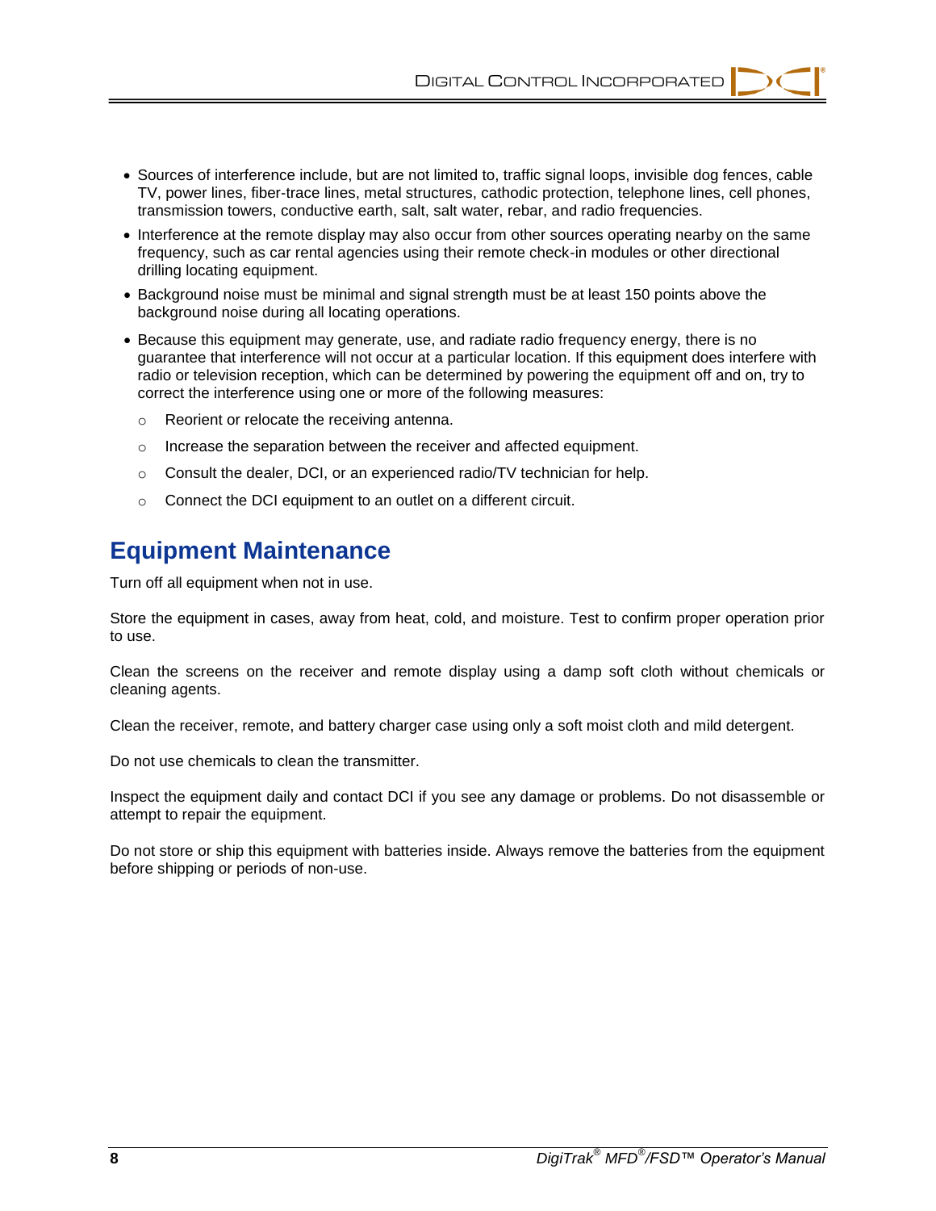- Sources of interference include, but are not limited to, traffic signal loops, invisible dog fences, cable TV, power lines, fiber-trace lines, metal structures, cathodic protection, telephone lines, cell phones, transmission towers, conductive earth, salt, salt water, rebar, and radio frequencies.
- Interference at the remote display may also occur from other sources operating nearby on the same frequency, such as car rental agencies using their remote check-in modules or other directional drilling locating equipment.
- Background noise must be minimal and signal strength must be at least 150 points above the background noise during all locating operations.
- Because this equipment may generate, use, and radiate radio frequency energy, there is no guarantee that interference will not occur at a particular location. If this equipment does interfere with radio or television reception, which can be determined by powering the equipment off and on, try to correct the interference using one or more of the following measures:
  - Reorient or relocate the receiving antenna.
  - Increase the separation between the receiver and affected equipment.
  - Consult the dealer, DCI, or an experienced radio/TV technician for help.
  - Connect the DCI equipment to an outlet on a different circuit.

## Equipment Maintenance

Turn off all equipment when not in use.

Store the equipment in cases, away from heat, cold, and moisture. Test to confirm proper operation prior to use.

Clean the screens on the receiver and remote display using a damp soft cloth without chemicals or cleaning agents.

Clean the receiver, remote, and battery charger case using only a soft moist cloth and mild detergent.

Do not use chemicals to clean the transmitter.

Inspect the equipment daily and contact DCI if you see any damage or problems. Do not disassemble or attempt to repair the equipment.

Do not store or ship this equipment with batteries inside. Always remove the batteries from the equipment before shipping or periods of non-use.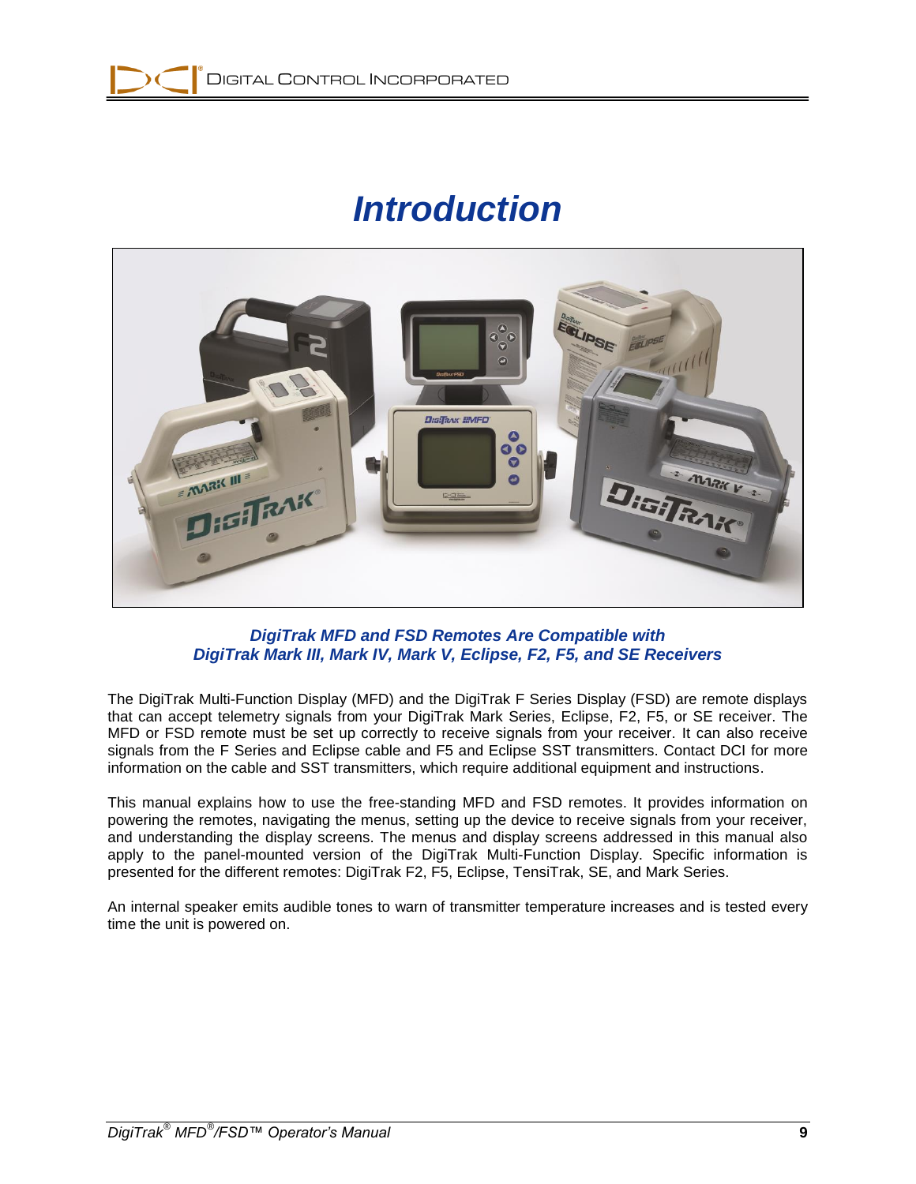# *Introduction*

***DigiTrak MFD and FSD Remotes Are Compatible with DigiTrak Mark III, Mark IV, Mark V, Eclipse, F2, F5, and SE Receivers***

The DigiTrak Multi-Function Display (MFD) and the DigiTrak F Series Display (FSD) are remote displays that can accept telemetry signals from your DigiTrak Mark Series, Eclipse, F2, F5, or SE receiver. The MFD or FSD remote must be set up correctly to receive signals from your receiver. It can also receive signals from the F Series and Eclipse cable and F5 and Eclipse SST transmitters. Contact DCI for more information on the cable and SST transmitters, which require additional equipment and instructions.

This manual explains how to use the free-standing MFD and FSD remotes. It provides information on powering the remotes, navigating the menus, setting up the device to receive signals from your receiver, and understanding the display screens. The menus and display screens addressed in this manual also apply to the panel-mounted version of the DigiTrak Multi-Function Display. Specific information is presented for the different remotes: DigiTrak F2, F5, Eclipse, TensiTrak, SE, and Mark Series.

An internal speaker emits audible tones to warn of transmitter temperature increases and is tested every time the unit is powered on.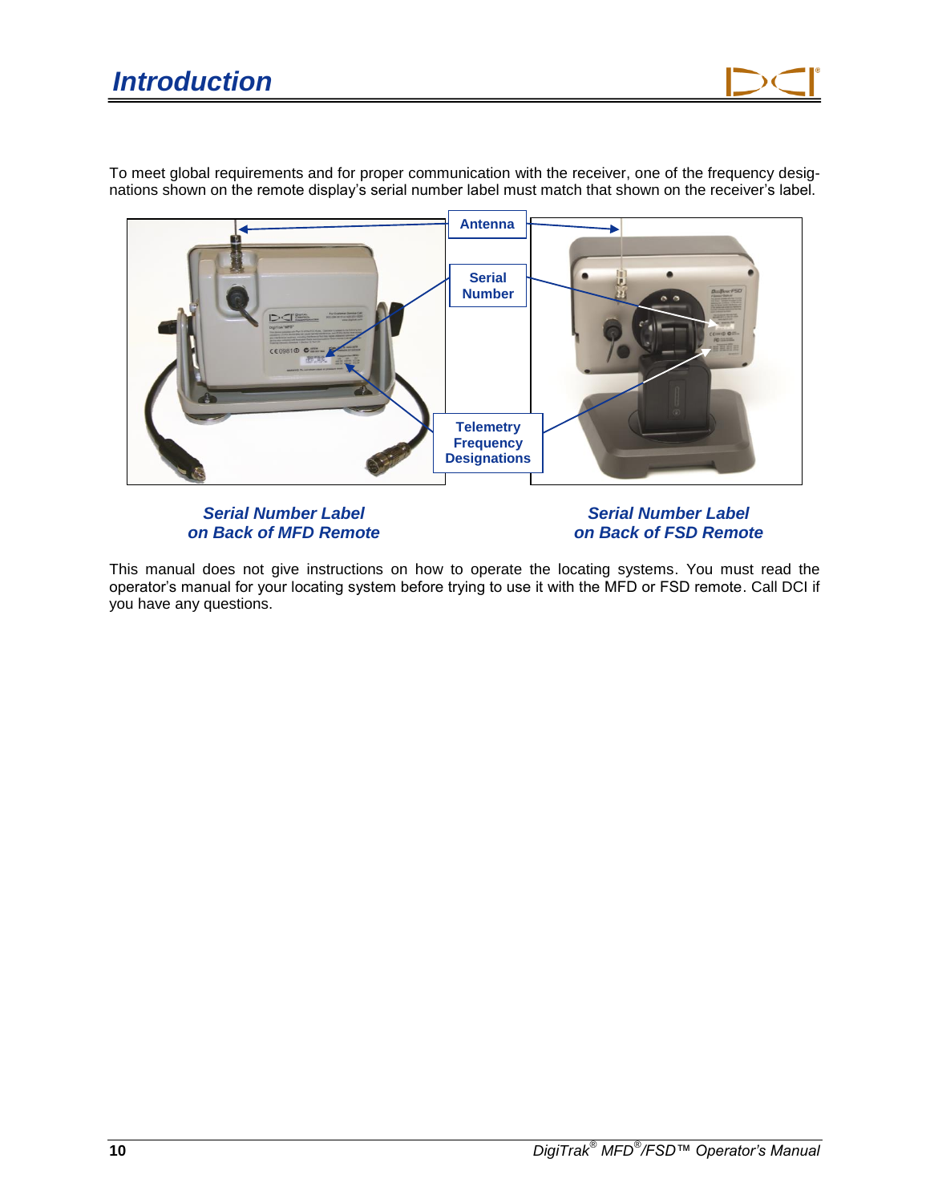# Introduction

To meet global requirements and for proper communication with the receiver, one of the frequency designations shown on the remote display's serial number label must match that shown on the receiver's label.

Antenna

Serial Number

Telemetry Frequency Designations

***Serial Number Label on Back of MFD Remote***

***Serial Number Label on Back of FSD Remote***

This manual does not give instructions on how to operate the locating systems. You must read the operator's manual for your locating system before trying to use it with the MFD or FSD remote. Call DCI if you have any questions.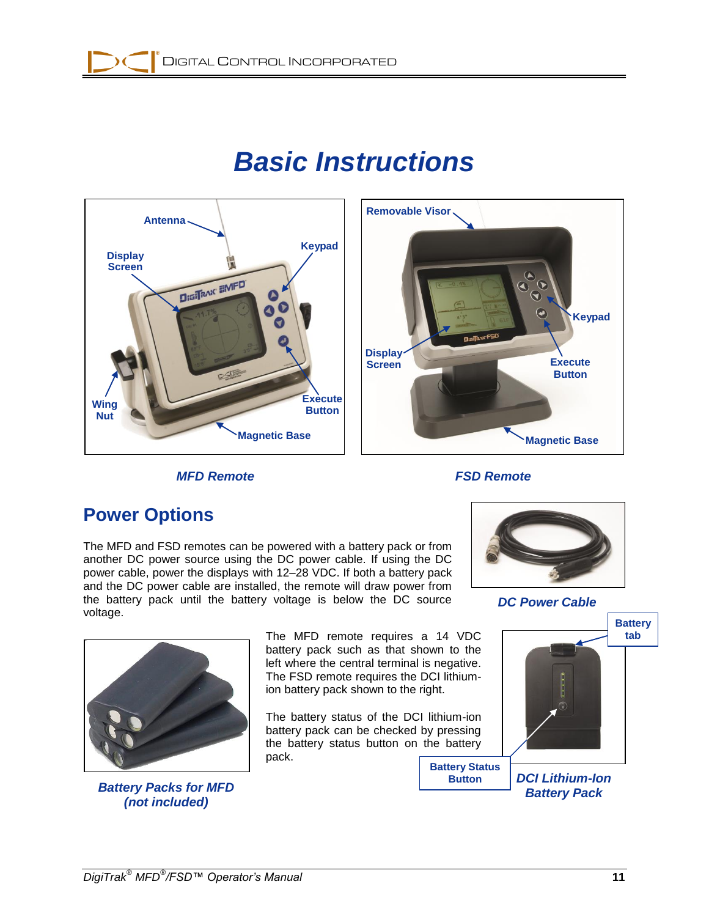# Basic Instructions

*MFD Remote*

*FSD Remote*

## Power Options

The MFD and FSD remotes can be powered with a battery pack or from another DC power source using the DC power cable. If using the DC power cable, power the displays with 12–28 VDC. If both a battery pack and the DC power cable are installed, the remote will draw power from the battery pack until the battery voltage is below the DC source voltage.

*DC Power Cable*

The MFD remote requires a 14 VDC battery pack such as that shown to the left where the central terminal is negative. The FSD remote requires the DCI lithium-ion battery pack shown to the right.

The battery status of the DCI lithium-ion battery pack can be checked by pressing the battery status button on the battery pack.

*Battery Packs for MFD (not included)*

*DCI Lithium-Ion Battery Pack*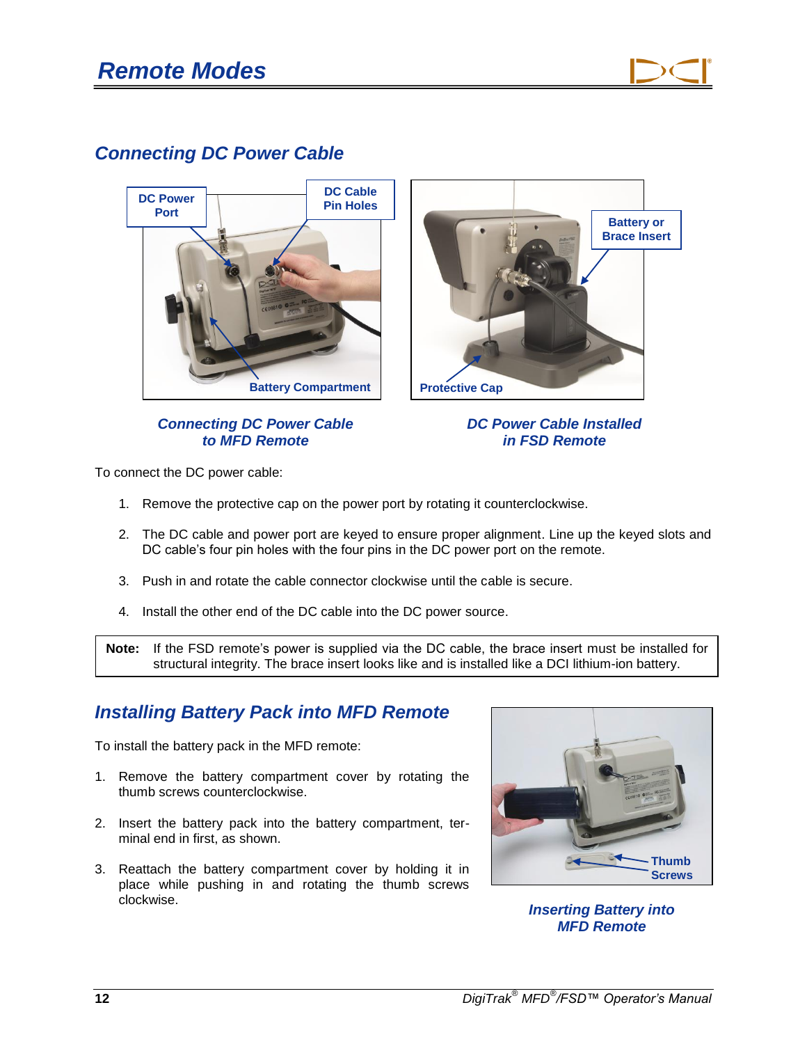## Connecting DC Power Cable

*Connecting DC Power Cable to MFD Remote*

*DC Power Cable Installed in FSD Remote*

To connect the DC power cable:

1. Remove the protective cap on the power port by rotating it counterclockwise.
2. The DC cable and power port are keyed to ensure proper alignment. Line up the keyed slots and DC cable's four pin holes with the four pins in the DC power port on the remote.
3. Push in and rotate the cable connector clockwise until the cable is secure.
4. Install the other end of the DC cable into the DC power source.

| **Note:** | If the FSD remote's power is supplied via the DC cable, the brace insert must be installed for structural integrity. The brace insert looks like and is installed like a DCI lithium-ion battery. |
|---|---|

## Installing Battery Pack into MFD Remote

To install the battery pack in the MFD remote:

1. Remove the battery compartment cover by rotating the thumb screws counterclockwise.
2. Insert the battery pack into the battery compartment, terminal end in first, as shown.
3. Reattach the battery compartment cover by holding it in place while pushing in and rotating the thumb screws clockwise.

*Inserting Battery into MFD Remote*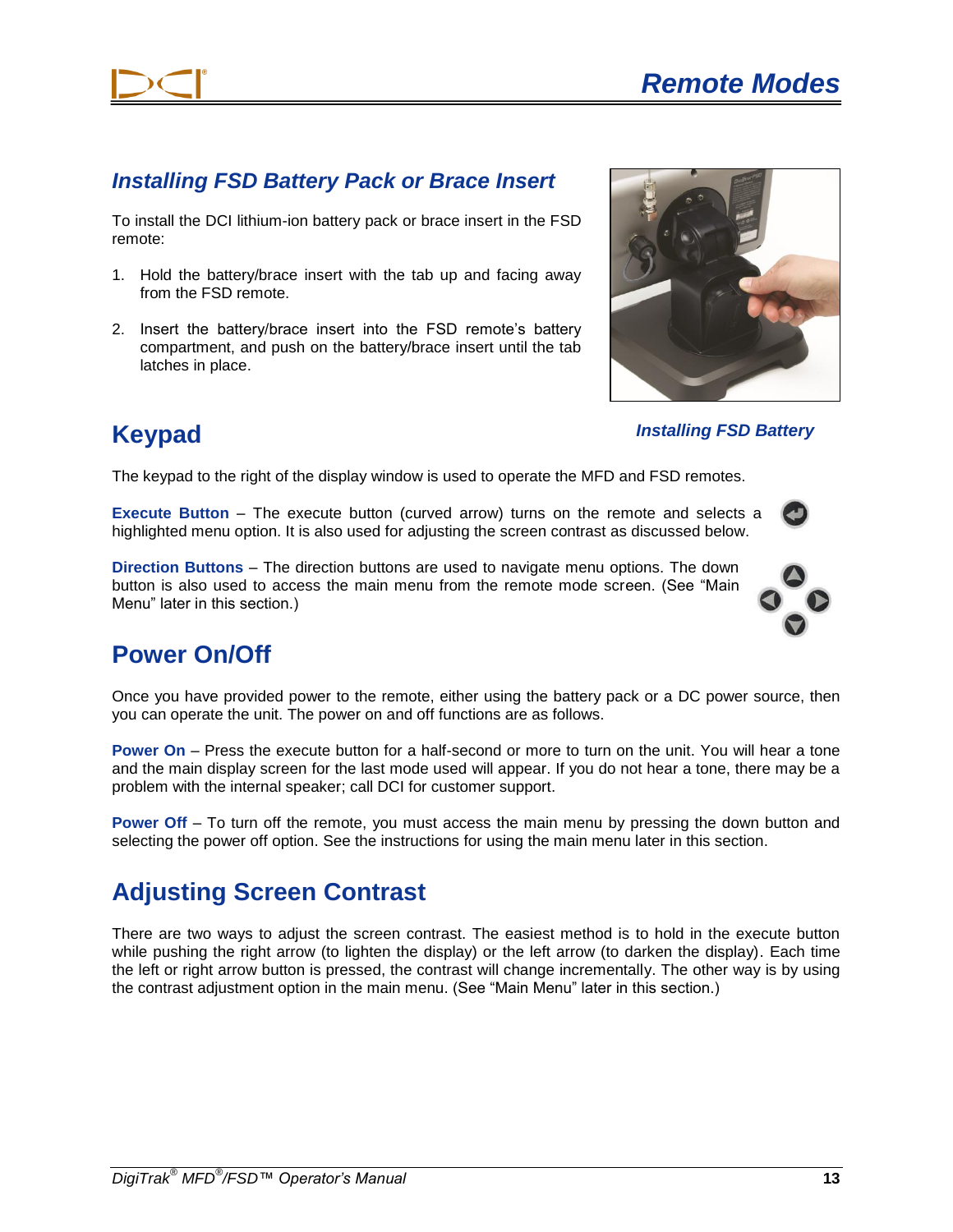## Installing FSD Battery Pack or Brace Insert

To install the DCI lithium-ion battery pack or brace insert in the FSD remote:

1. Hold the battery/brace insert with the tab up and facing away from the FSD remote.
2. Insert the battery/brace insert into the FSD remote's battery compartment, and push on the battery/brace insert until the tab latches in place.

*Installing FSD Battery*

# Keypad

The keypad to the right of the display window is used to operate the MFD and FSD remotes.

**Execute Button** – The execute button (curved arrow) turns on the remote and selects a highlighted menu option. It is also used for adjusting the screen contrast as discussed below.

**Direction Buttons** – The direction buttons are used to navigate menu options. The down button is also used to access the main menu from the remote mode screen. (See "Main Menu" later in this section.)

# Power On/Off

Once you have provided power to the remote, either using the battery pack or a DC power source, then you can operate the unit. The power on and off functions are as follows.

**Power On** – Press the execute button for a half-second or more to turn on the unit. You will hear a tone and the main display screen for the last mode used will appear. If you do not hear a tone, there may be a problem with the internal speaker; call DCI for customer support.

**Power Off** – To turn off the remote, you must access the main menu by pressing the down button and selecting the power off option. See the instructions for using the main menu later in this section.

# Adjusting Screen Contrast

There are two ways to adjust the screen contrast. The easiest method is to hold in the execute button while pushing the right arrow (to lighten the display) or the left arrow (to darken the display). Each time the left or right arrow button is pressed, the contrast will change incrementally. The other way is by using the contrast adjustment option in the main menu. (See "Main Menu" later in this section.)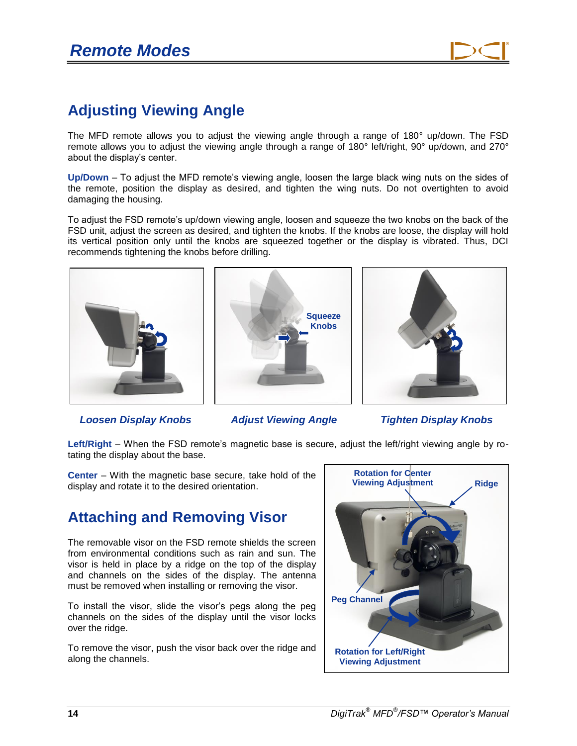## Adjusting Viewing Angle

The MFD remote allows you to adjust the viewing angle through a range of 180° up/down. The FSD remote allows you to adjust the viewing angle through a range of 180° left/right, 90° up/down, and 270° about the display's center.

**Up/Down** – To adjust the MFD remote's viewing angle, loosen the large black wing nuts on the sides of the remote, position the display as desired, and tighten the wing nuts. Do not overtighten to avoid damaging the housing.

To adjust the FSD remote's up/down viewing angle, loosen and squeeze the two knobs on the back of the FSD unit, adjust the screen as desired, and tighten the knobs. If the knobs are loose, the display will hold its vertical position only until the knobs are squeezed together or the display is vibrated. Thus, DCI recommends tightening the knobs before drilling.

Squeeze Knobs

*Loosen Display Knobs* *Adjust Viewing Angle* *Tighten Display Knobs*

**Left/Right** – When the FSD remote's magnetic base is secure, adjust the left/right viewing angle by rotating the display about the base.

**Center** – With the magnetic base secure, take hold of the display and rotate it to the desired orientation.

Rotation for Center Viewing Adjustment

Ridge

Peg Channel

Rotation for Left/Right Viewing Adjustment

## Attaching and Removing Visor

The removable visor on the FSD remote shields the screen from environmental conditions such as rain and sun. The visor is held in place by a ridge on the top of the display and channels on the sides of the display. The antenna must be removed when installing or removing the visor.

To install the visor, slide the visor's pegs along the peg channels on the sides of the display until the visor locks over the ridge.

To remove the visor, push the visor back over the ridge and along the channels.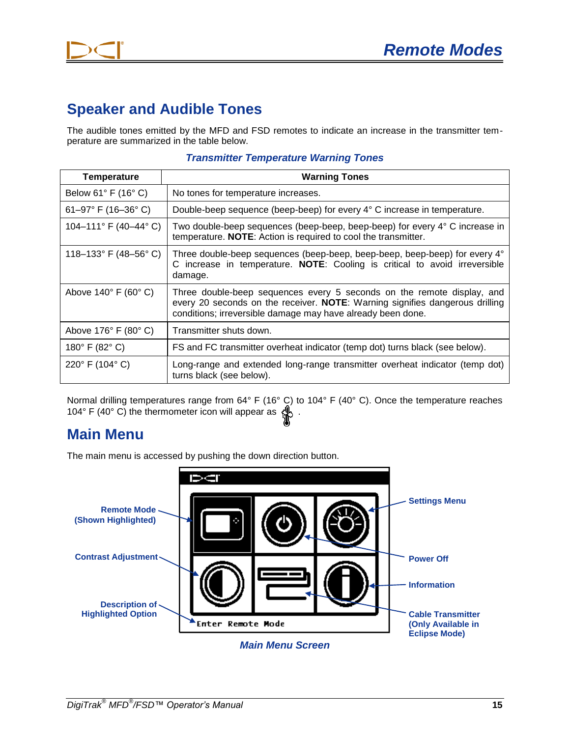## Speaker and Audible Tones

The audible tones emitted by the MFD and FSD remotes to indicate an increase in the transmitter temperature are summarized in the table below.

***Transmitter Temperature Warning Tones***

| Temperature | Warning Tones |
|---|---|
| Below 61° F (16° C) | No tones for temperature increases. |
| 61–97° F (16–36° C) | Double-beep sequence (beep-beep) for every 4° C increase in temperature. |
| 104–111° F (40–44° C) | Two double-beep sequences (beep-beep, beep-beep) for every 4° C increase in temperature. **NOTE**: Action is required to cool the transmitter. |
| 118–133° F (48–56° C) | Three double-beep sequences (beep-beep, beep-beep, beep-beep) for every 4° C increase in temperature. **NOTE**: Cooling is critical to avoid irreversible damage. |
| Above 140° F (60° C) | Three double-beep sequences every 5 seconds on the remote display, and every 20 seconds on the receiver. **NOTE**: Warning signifies dangerous drilling conditions; irreversible damage may have already been done. |
| Above 176° F (80° C) | Transmitter shuts down. |
| 180° F (82° C) | FS and FC transmitter overheat indicator (temp dot) turns black (see below). |
| 220° F (104° C) | Long-range and extended long-range transmitter overheat indicator (temp dot) turns black (see below). |

Normal drilling temperatures range from 64° F (16° C) to 104° F (40° C). Once the temperature reaches 104° F (40° C) the thermometer icon will appear as .

## Main Menu

The main menu is accessed by pushing the down direction button.

Remote Mode (Shown Highlighted)

Contrast Adjustment

Description of Highlighted Option

Enter Remote Mode

Settings Menu

Power Off

Information

Cable Transmitter (Only Available in Eclipse Mode)

***Main Menu Screen***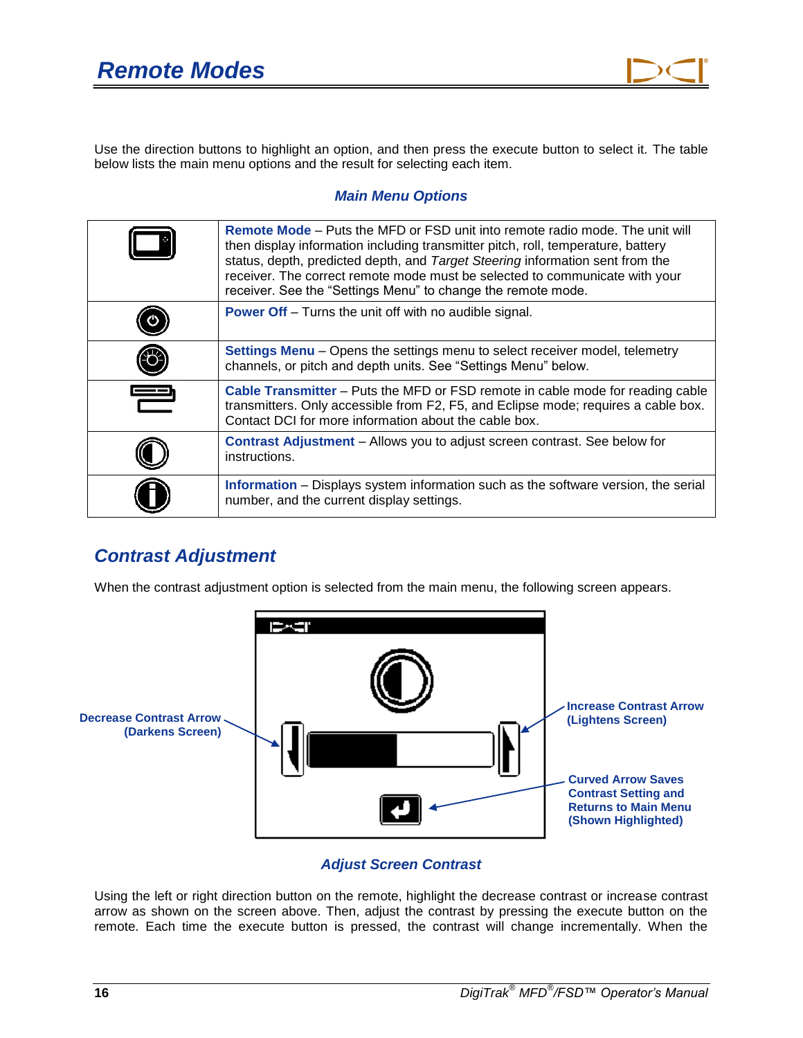Use the direction buttons to highlight an option, and then press the execute button to select it. The table below lists the main menu options and the result for selecting each item.

### *Main Menu Options*

| | |
|---|---|
| | **Remote Mode** – Puts the MFD or FSD unit into remote radio mode. The unit will then display information including transmitter pitch, roll, temperature, battery status, depth, predicted depth, and *Target Steering* information sent from the receiver. The correct remote mode must be selected to communicate with your receiver. See the “Settings Menu” to change the remote mode. |
| | **Power Off** – Turns the unit off with no audible signal. |
| | **Settings Menu** – Opens the settings menu to select receiver model, telemetry channels, or pitch and depth units. See “Settings Menu” below. |
| | **Cable Transmitter** – Puts the MFD or FSD remote in cable mode for reading cable transmitters. Only accessible from F2, F5, and Eclipse mode; requires a cable box. Contact DCI for more information about the cable box. |
| | **Contrast Adjustment** – Allows you to adjust screen contrast. See below for instructions. |
| | **Information** – Displays system information such as the software version, the serial number, and the current display settings. |

## *Contrast Adjustment*

When the contrast adjustment option is selected from the main menu, the following screen appears.

Decrease Contrast Arrow (Darkens Screen)

Increase Contrast Arrow (Lightens Screen)

Curved Arrow Saves Contrast Setting and Returns to Main Menu (Shown Highlighted)

*Adjust Screen Contrast*

Using the left or right direction button on the remote, highlight the decrease contrast or increase contrast arrow as shown on the screen above. Then, adjust the contrast by pressing the execute button on the remote. Each time the execute button is pressed, the contrast will change incrementally. When the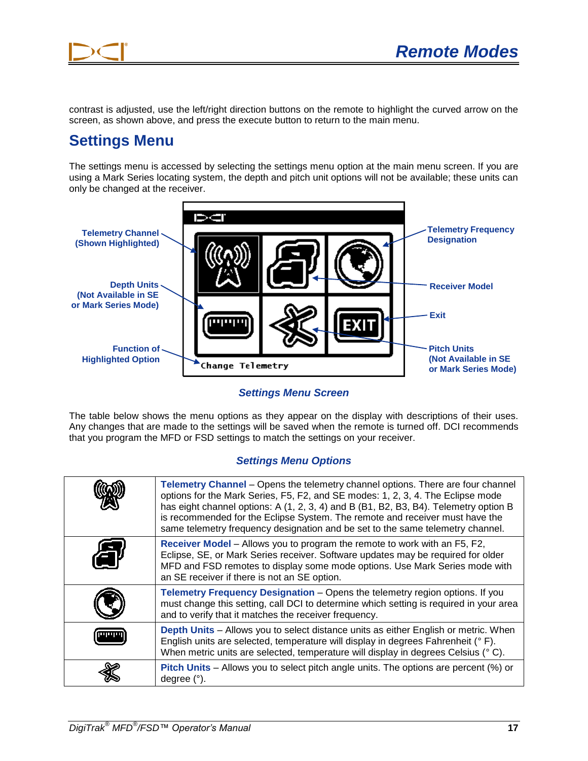contrast is adjusted, use the left/right direction buttons on the remote to highlight the curved arrow on the screen, as shown above, and press the execute button to return to the main menu.

## Settings Menu

The settings menu is accessed by selecting the settings menu option at the main menu screen. If you are using a Mark Series locating system, the depth and pitch unit options will not be available; these units can only be changed at the receiver.

Telemetry Channel (Shown Highlighted)

Depth Units (Not Available in SE or Mark Series Mode)

Function of Highlighted Option

Telemetry Frequency Designation

Receiver Model

Exit

Pitch Units (Not Available in SE or Mark Series Mode)

Change Telemetry

***Settings Menu Screen***

The table below shows the menu options as they appear on the display with descriptions of their uses. Any changes that are made to the settings will be saved when the remote is turned off. DCI recommends that you program the MFD or FSD settings to match the settings on your receiver.

***Settings Menu Options***

| | |
|---|---|
| | **Telemetry Channel** – Opens the telemetry channel options. There are four channel options for the Mark Series, F5, F2, and SE modes: 1, 2, 3, 4. The Eclipse mode has eight channel options: A (1, 2, 3, 4) and B (B1, B2, B3, B4). Telemetry option B is recommended for the Eclipse System. The remote and receiver must have the same telemetry frequency designation and be set to the same telemetry channel. |
| | **Receiver Model** – Allows you to program the remote to work with an F5, F2, Eclipse, SE, or Mark Series receiver. Software updates may be required for older MFD and FSD remotes to display some mode options. Use Mark Series mode with an SE receiver if there is not an SE option. |
| | **Telemetry Frequency Designation** – Opens the telemetry region options. If you must change this setting, call DCI to determine which setting is required in your area and to verify that it matches the receiver frequency. |
| | **Depth Units** – Allows you to select distance units as either English or metric. When English units are selected, temperature will display in degrees Fahrenheit (° F). When metric units are selected, temperature will display in degrees Celsius (° C). |
| | **Pitch Units** – Allows you to select pitch angle units. The options are percent (%) or degree (°). |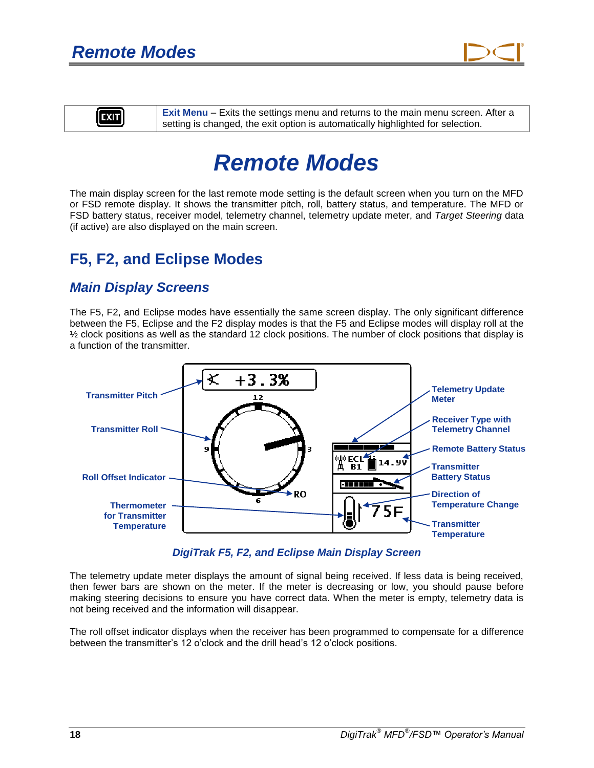| | |
|---|---|
| EXIT | **Exit Menu** – Exits the settings menu and returns to the main menu screen. After a setting is changed, the exit option is automatically highlighted for selection. |

# Remote Modes

The main display screen for the last remote mode setting is the default screen when you turn on the MFD or FSD remote display. It shows the transmitter pitch, roll, battery status, and temperature. The MFD or FSD battery status, receiver model, telemetry channel, telemetry update meter, and *Target Steering* data (if active) are also displayed on the main screen.

## F5, F2, and Eclipse Modes

### Main Display Screens

The F5, F2, and Eclipse modes have essentially the same screen display. The only significant difference between the F5, Eclipse and the F2 display modes is that the F5 and Eclipse modes will display roll at the ½ clock positions as well as the standard 12 clock positions. The number of clock positions that display is a function of the transmitter.

*DigiTrak F5, F2, and Eclipse Main Display Screen*

The telemetry update meter displays the amount of signal being received. If less data is being received, then fewer bars are shown on the meter. If the meter is decreasing or low, you should pause before making steering decisions to ensure you have correct data. When the meter is empty, telemetry data is not being received and the information will disappear.

The roll offset indicator displays when the receiver has been programmed to compensate for a difference between the transmitter's 12 o'clock and the drill head's 12 o'clock positions.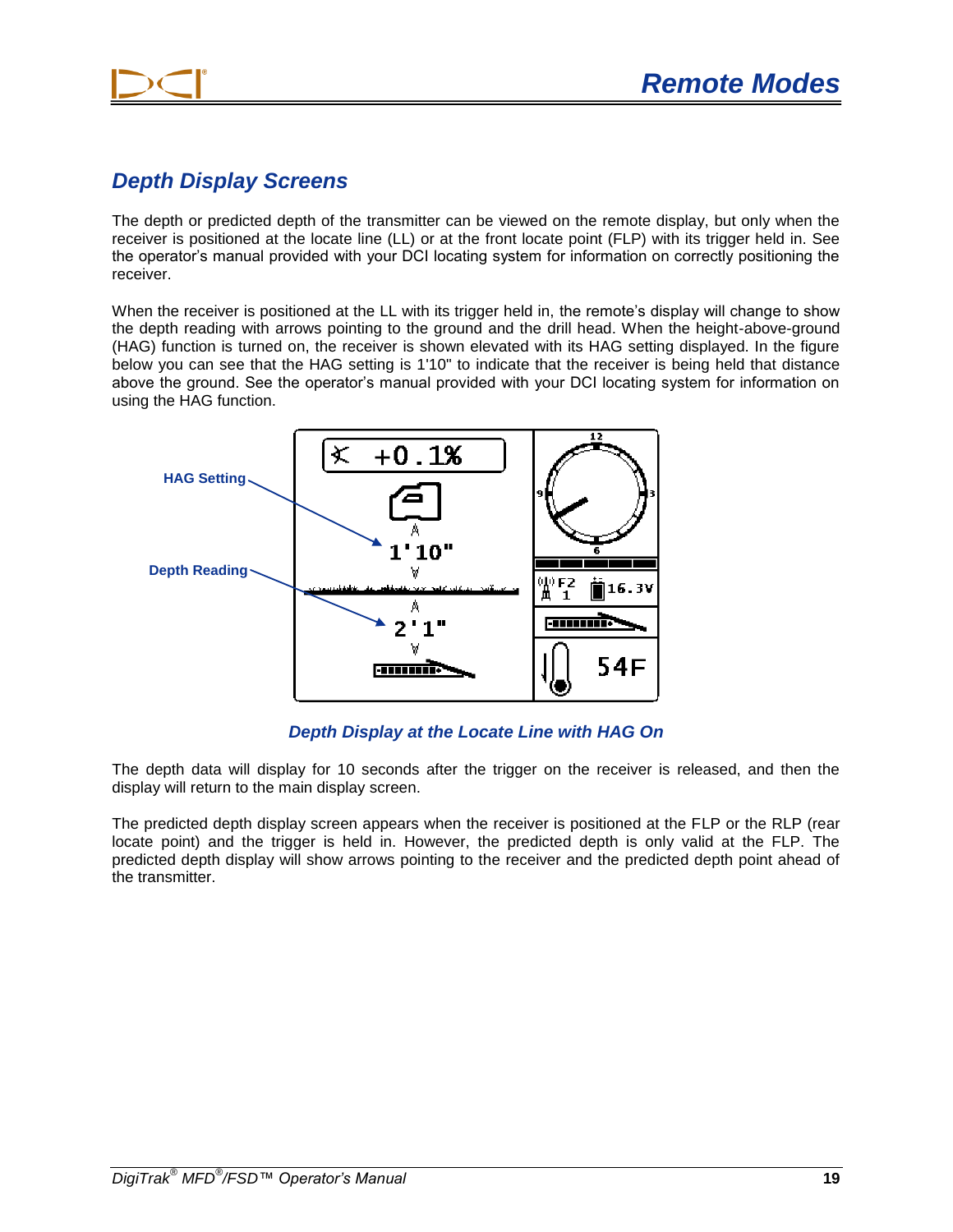## Depth Display Screens

The depth or predicted depth of the transmitter can be viewed on the remote display, but only when the receiver is positioned at the locate line (LL) or at the front locate point (FLP) with its trigger held in. See the operator's manual provided with your DCI locating system for information on correctly positioning the receiver.

When the receiver is positioned at the LL with its trigger held in, the remote's display will change to show the depth reading with arrows pointing to the ground and the drill head. When the height-above-ground (HAG) function is turned on, the receiver is shown elevated with its HAG setting displayed. In the figure below you can see that the HAG setting is 1'10" to indicate that the receiver is being held that distance above the ground. See the operator's manual provided with your DCI locating system for information on using the HAG function.

*Depth Display at the Locate Line with HAG On*

The depth data will display for 10 seconds after the trigger on the receiver is released, and then the display will return to the main display screen.

The predicted depth display screen appears when the receiver is positioned at the FLP or the RLP (rear locate point) and the trigger is held in. However, the predicted depth is only valid at the FLP. The predicted depth display will show arrows pointing to the receiver and the predicted depth point ahead of the transmitter.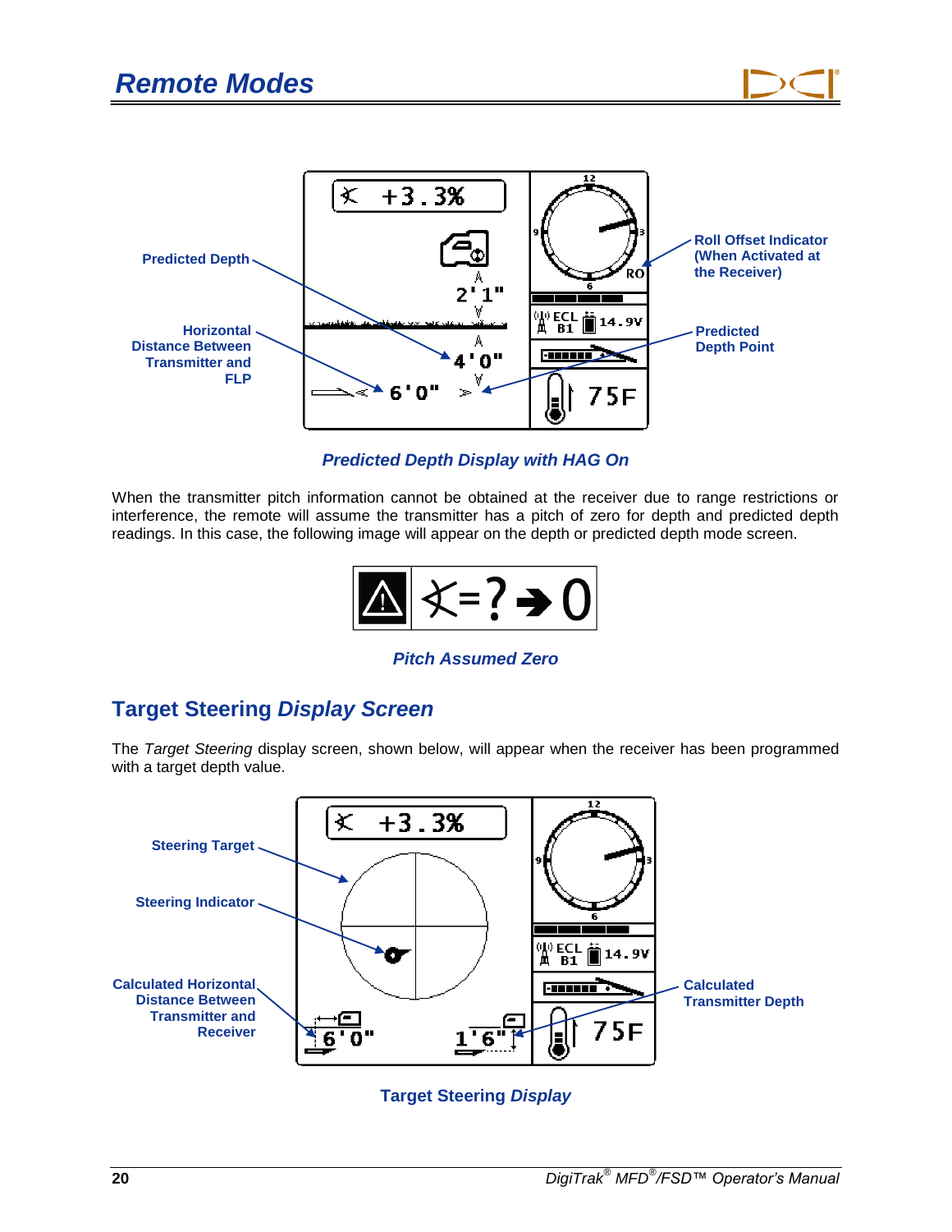Predicted Depth

Horizontal Distance Between Transmitter and FLP

Roll Offset Indicator (When Activated at the Receiver)

Predicted Depth Point

***Predicted Depth Display with HAG On***

When the transmitter pitch information cannot be obtained at the receiver due to range restrictions or interference, the remote will assume the transmitter has a pitch of zero for depth and predicted depth readings. In this case, the following image will appear on the depth or predicted depth mode screen.

***Pitch Assumed Zero***

## Target Steering *Display Screen*

The *Target Steering* display screen, shown below, will appear when the receiver has been programmed with a target depth value.

Steering Target

Steering Indicator

Calculated Horizontal Distance Between Transmitter and Receiver

Calculated Transmitter Depth

**Target Steering *Display***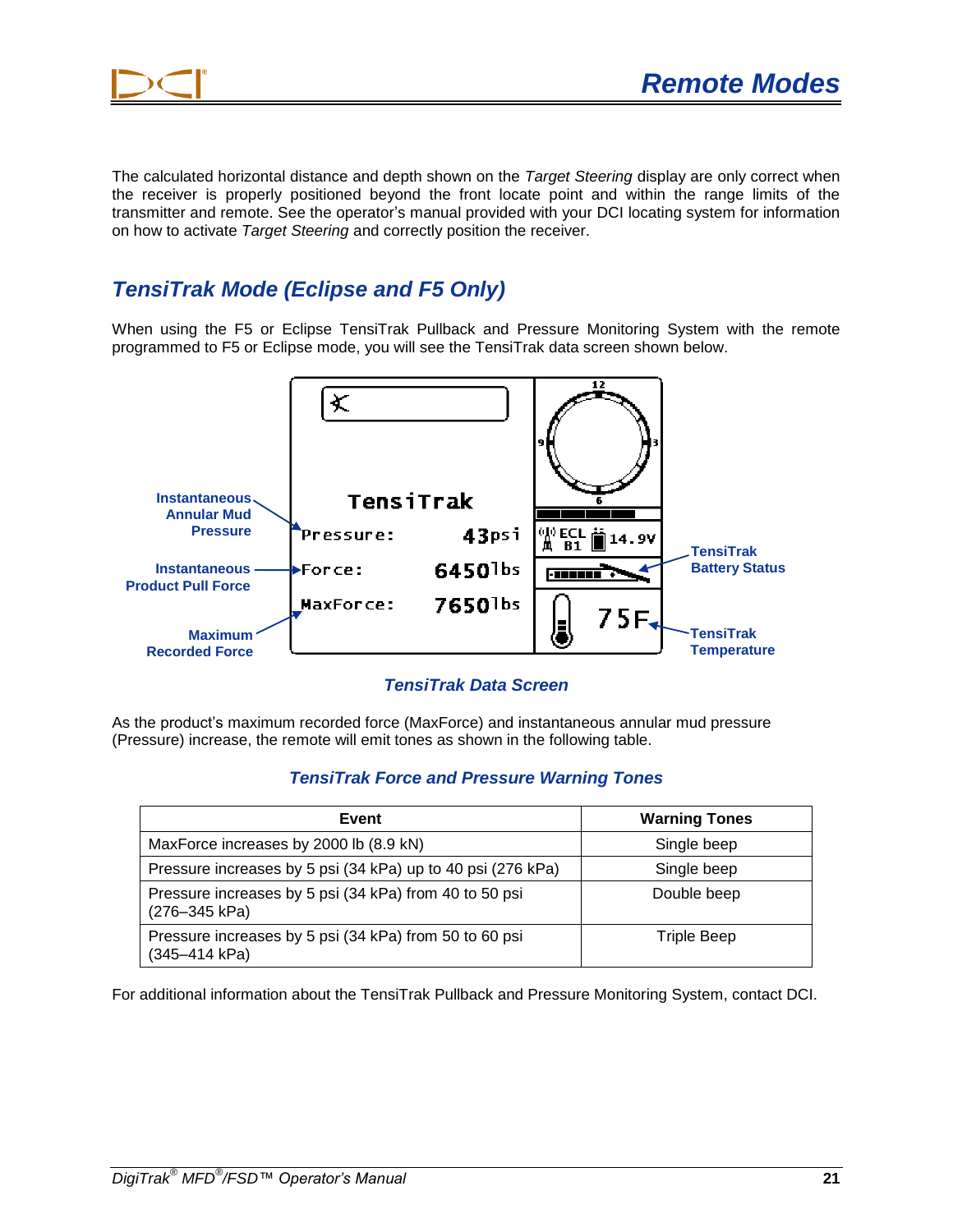The calculated horizontal distance and depth shown on the *Target Steering* display are only correct when the receiver is properly positioned beyond the front locate point and within the range limits of the transmitter and remote. See the operator's manual provided with your DCI locating system for information on how to activate *Target Steering* and correctly position the receiver.

## TensiTrak Mode (Eclipse and F5 Only)

When using the F5 or Eclipse TensiTrak Pullback and Pressure Monitoring System with the remote programmed to F5 or Eclipse mode, you will see the TensiTrak data screen shown below.

**TensiTrak Data Screen**

As the product's maximum recorded force (MaxForce) and instantaneous annular mud pressure (Pressure) increase, the remote will emit tones as shown in the following table.

**TensiTrak Force and Pressure Warning Tones**

| Event | Warning Tones |
|---|---|
| MaxForce increases by 2000 lb (8.9 kN) | Single beep |
| Pressure increases by 5 psi (34 kPa) up to 40 psi (276 kPa) | Single beep |
| Pressure increases by 5 psi (34 kPa) from 40 to 50 psi (276–345 kPa) | Double beep |
| Pressure increases by 5 psi (34 kPa) from 50 to 60 psi (345–414 kPa) | Triple Beep |

For additional information about the TensiTrak Pullback and Pressure Monitoring System, contact DCI.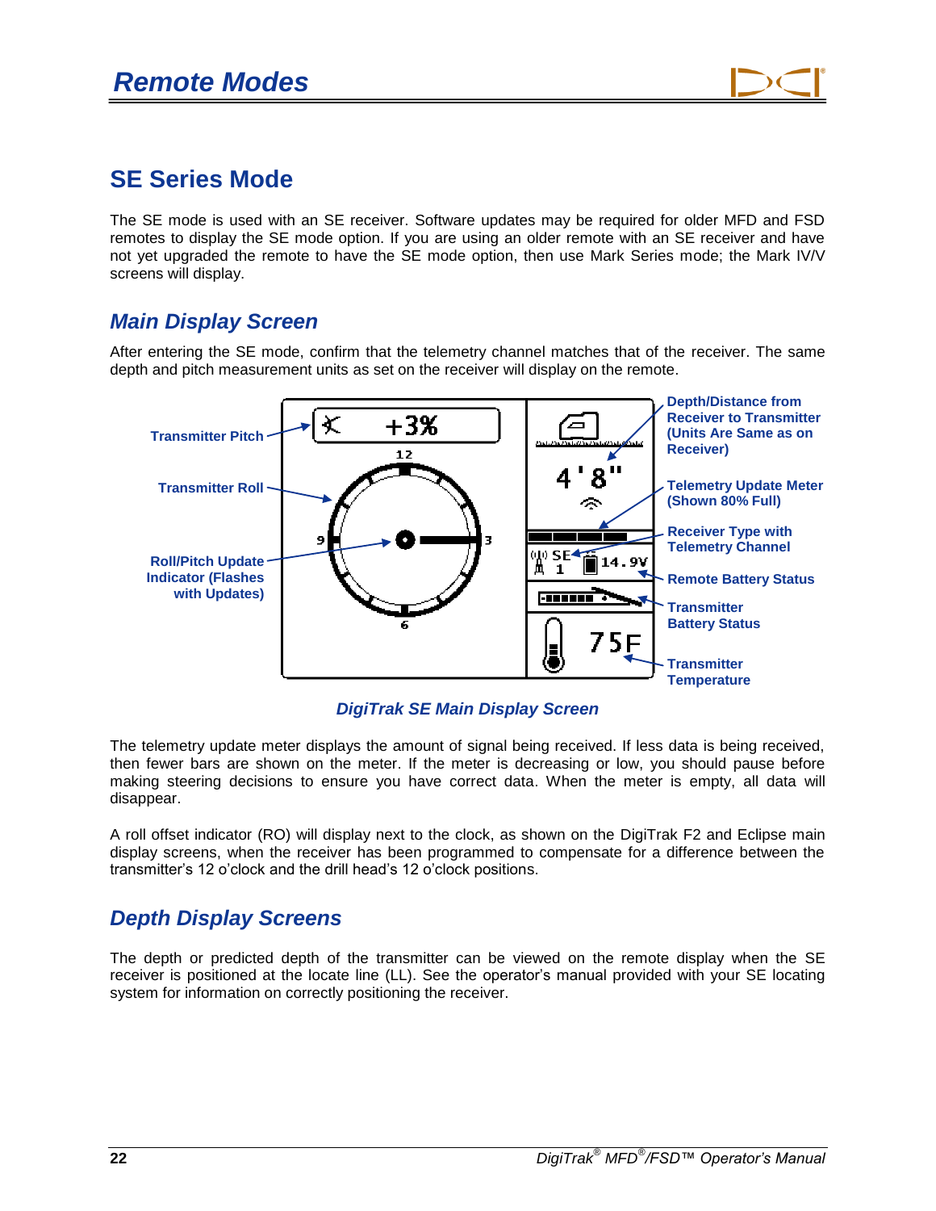## SE Series Mode

The SE mode is used with an SE receiver. Software updates may be required for older MFD and FSD remotes to display the SE mode option. If you are using an older remote with an SE receiver and have not yet upgraded the remote to have the SE mode option, then use Mark Series mode; the Mark IV/V screens will display.

### Main Display Screen

After entering the SE mode, confirm that the telemetry channel matches that of the receiver. The same depth and pitch measurement units as set on the receiver will display on the remote.

Transmitter Pitch

Transmitter Roll

Roll/Pitch Update Indicator (Flashes with Updates)

Depth/Distance from Receiver to Transmitter (Units Are Same as on Receiver)

Telemetry Update Meter (Shown 80% Full)

Receiver Type with Telemetry Channel

Remote Battery Status

Transmitter Battery Status

Transmitter Temperature

*DigiTrak SE Main Display Screen*

The telemetry update meter displays the amount of signal being received. If less data is being received, then fewer bars are shown on the meter. If the meter is decreasing or low, you should pause before making steering decisions to ensure you have correct data. When the meter is empty, all data will disappear.

A roll offset indicator (RO) will display next to the clock, as shown on the DigiTrak F2 and Eclipse main display screens, when the receiver has been programmed to compensate for a difference between the transmitter's 12 o'clock and the drill head's 12 o'clock positions.

### Depth Display Screens

The depth or predicted depth of the transmitter can be viewed on the remote display when the SE receiver is positioned at the locate line (LL). See the operator's manual provided with your SE locating system for information on correctly positioning the receiver.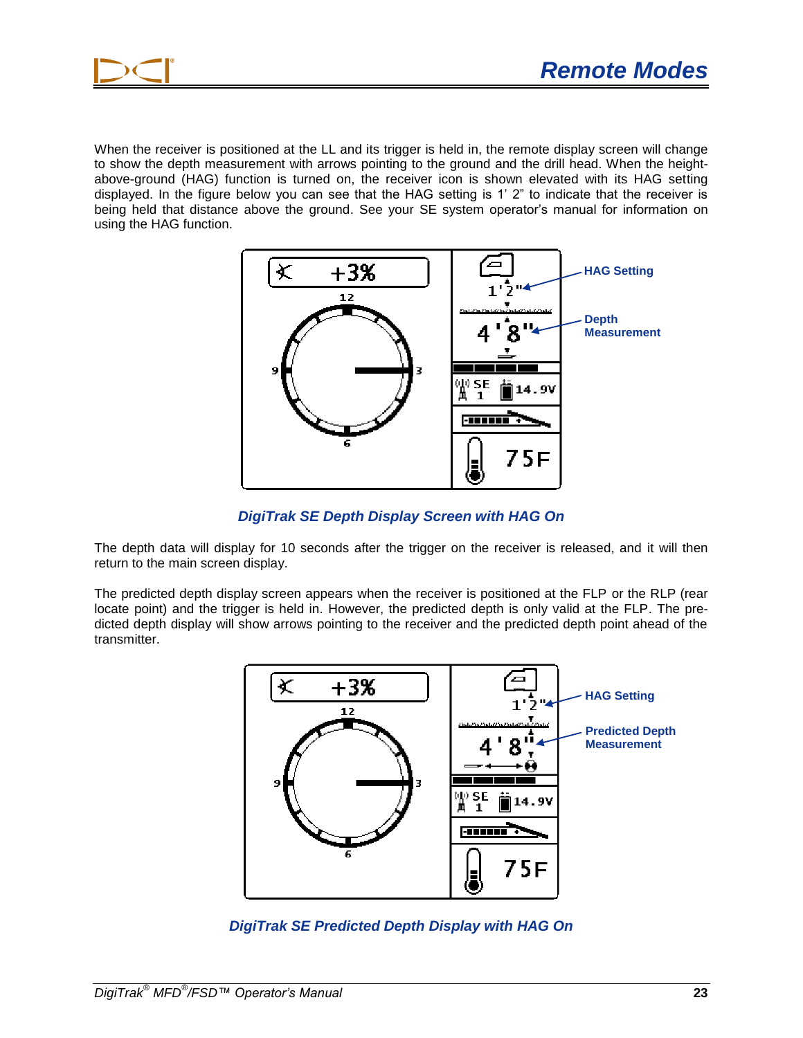When the receiver is positioned at the LL and its trigger is held in, the remote display screen will change to show the depth measurement with arrows pointing to the ground and the drill head. When the height-above-ground (HAG) function is turned on, the receiver icon is shown elevated with its HAG setting displayed. In the figure below you can see that the HAG setting is 1' 2" to indicate that the receiver is being held that distance above the ground. See your SE system operator's manual for information on using the HAG function.

HAG Setting

Depth Measurement

*DigiTrak SE Depth Display Screen with HAG On*

The depth data will display for 10 seconds after the trigger on the receiver is released, and it will then return to the main screen display.

The predicted depth display screen appears when the receiver is positioned at the FLP or the RLP (rear locate point) and the trigger is held in. However, the predicted depth is only valid at the FLP. The predicted depth display will show arrows pointing to the receiver and the predicted depth point ahead of the transmitter.

HAG Setting

Predicted Depth Measurement

*DigiTrak SE Predicted Depth Display with HAG On*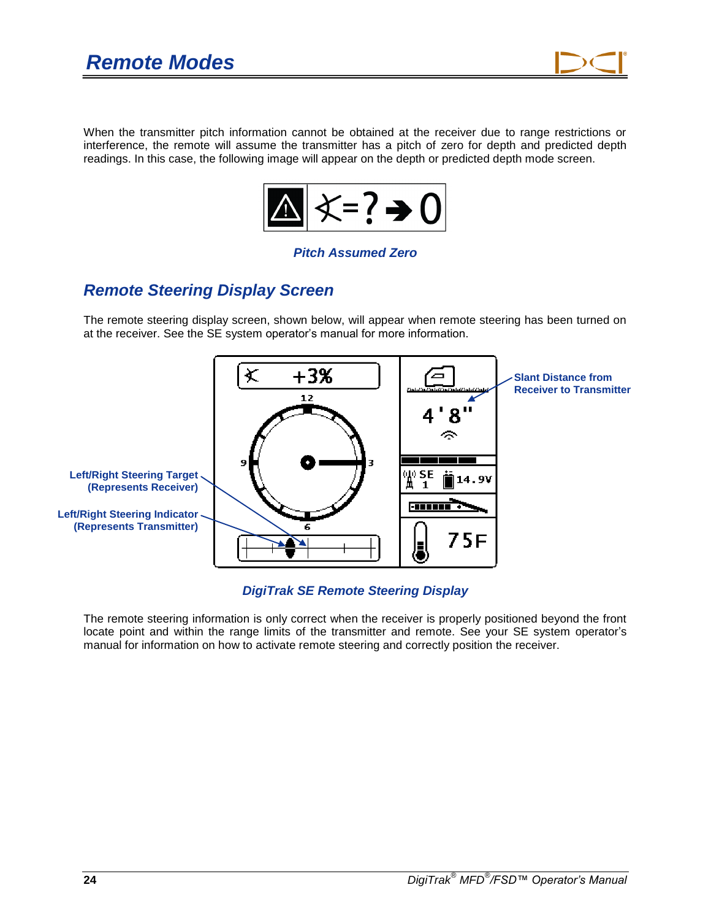# Remote Modes

When the transmitter pitch information cannot be obtained at the receiver due to range restrictions or interference, the remote will assume the transmitter has a pitch of zero for depth and predicted depth readings. In this case, the following image will appear on the depth or predicted depth mode screen.

*Pitch Assumed Zero*

## Remote Steering Display Screen

The remote steering display screen, shown below, will appear when remote steering has been turned on at the receiver. See the SE system operator's manual for more information.

**Slant Distance from Receiver to Transmitter**

**Left/Right Steering Target (Represents Receiver)**

**Left/Right Steering Indicator (Represents Transmitter)**

*DigiTrak SE Remote Steering Display*

The remote steering information is only correct when the receiver is properly positioned beyond the front locate point and within the range limits of the transmitter and remote. See your SE system operator's manual for information on how to activate remote steering and correctly position the receiver.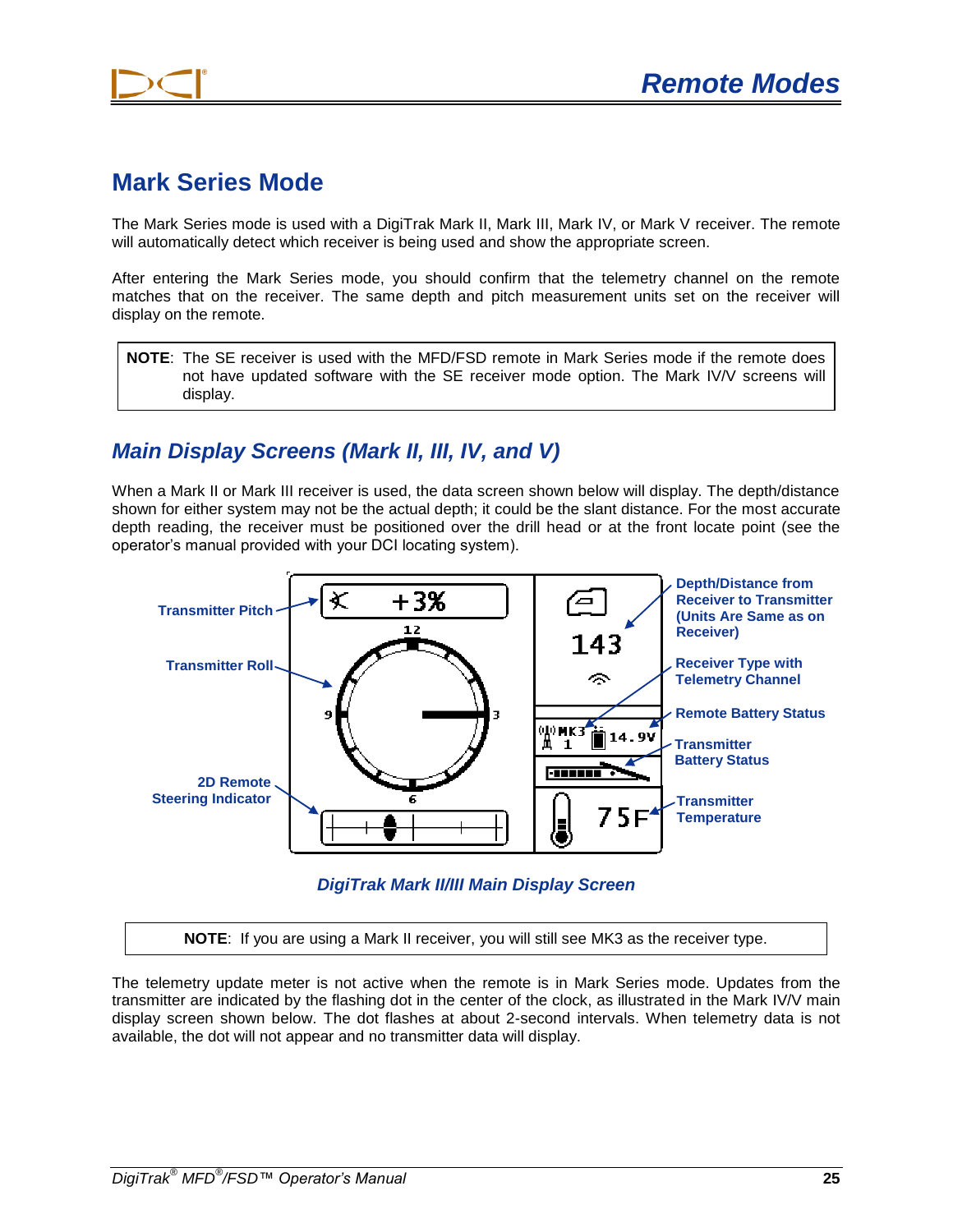# Mark Series Mode

The Mark Series mode is used with a DigiTrak Mark II, Mark III, Mark IV, or Mark V receiver. The remote will automatically detect which receiver is being used and show the appropriate screen.

After entering the Mark Series mode, you should confirm that the telemetry channel on the remote matches that on the receiver. The same depth and pitch measurement units set on the receiver will display on the remote.

> **NOTE**: The SE receiver is used with the MFD/FSD remote in Mark Series mode if the remote does not have updated software with the SE receiver mode option. The Mark IV/V screens will display.

## *Main Display Screens (Mark II, III, IV, and V)*

When a Mark II or Mark III receiver is used, the data screen shown below will display. The depth/distance shown for either system may not be the actual depth; it could be the slant distance. For the most accurate depth reading, the receiver must be positioned over the drill head or at the front locate point (see the operator's manual provided with your DCI locating system).

Transmitter Pitch

Transmitter Roll

2D Remote Steering Indicator

Depth/Distance from Receiver to Transmitter (Units Are Same as on Receiver)

Receiver Type with Telemetry Channel

Remote Battery Status

Transmitter Battery Status

Transmitter Temperature

*DigiTrak Mark II/III Main Display Screen*

> **NOTE**: If you are using a Mark II receiver, you will still see MK3 as the receiver type.

The telemetry update meter is not active when the remote is in Mark Series mode. Updates from the transmitter are indicated by the flashing dot in the center of the clock, as illustrated in the Mark IV/V main display screen shown below. The dot flashes at about 2-second intervals. When telemetry data is not available, the dot will not appear and no transmitter data will display.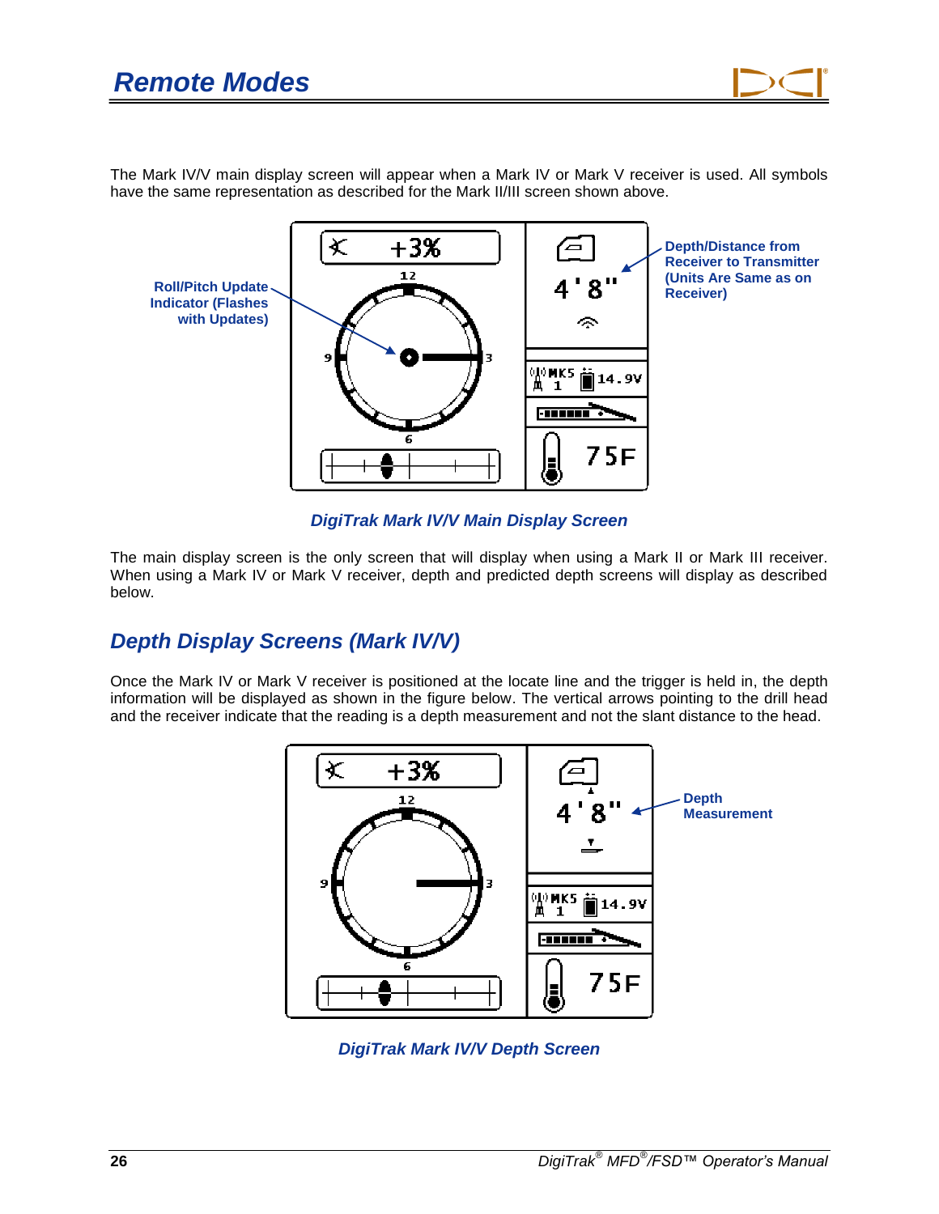# Remote Modes

The Mark IV/V main display screen will appear when a Mark IV or Mark V receiver is used. All symbols have the same representation as described for the Mark II/III screen shown above.

Roll/Pitch Update Indicator (Flashes with Updates)

Depth/Distance from Receiver to Transmitter (Units Are Same as on Receiver)

*DigiTrak Mark IV/V Main Display Screen*

The main display screen is the only screen that will display when using a Mark II or Mark III receiver. When using a Mark IV or Mark V receiver, depth and predicted depth screens will display as described below.

## Depth Display Screens (Mark IV/V)

Once the Mark IV or Mark V receiver is positioned at the locate line and the trigger is held in, the depth information will be displayed as shown in the figure below. The vertical arrows pointing to the drill head and the receiver indicate that the reading is a depth measurement and not the slant distance to the head.

Depth Measurement

*DigiTrak Mark IV/V Depth Screen*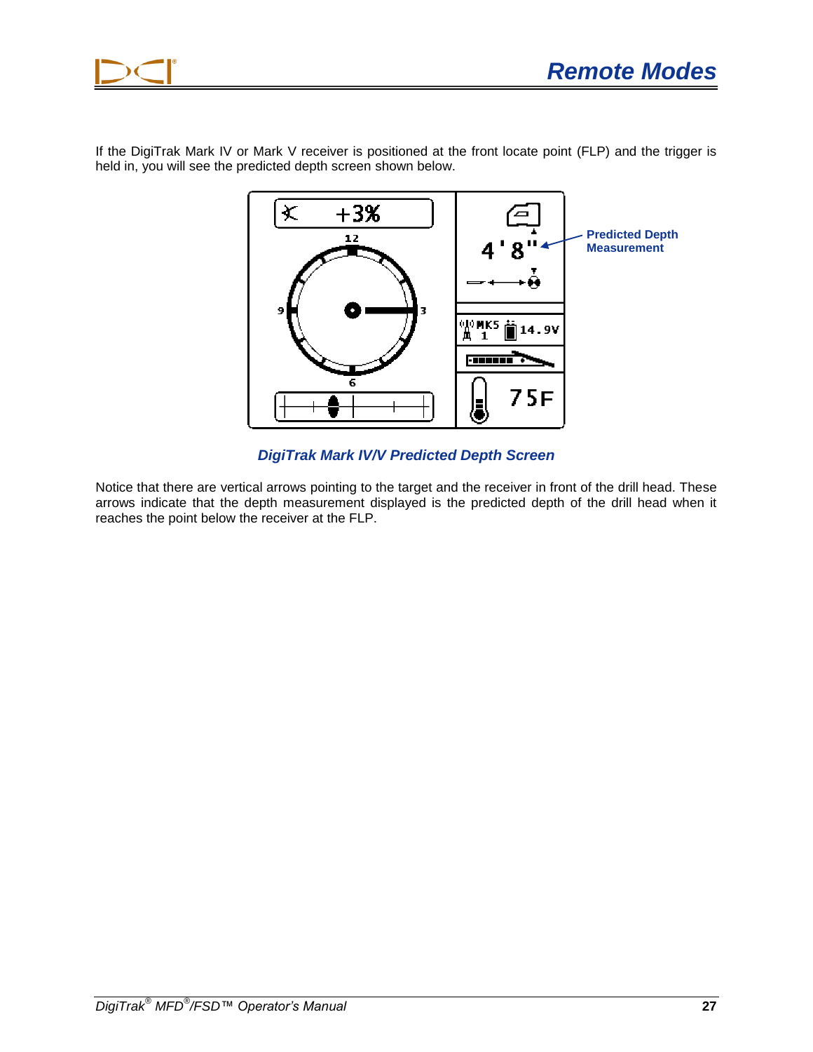If the DigiTrak Mark IV or Mark V receiver is positioned at the front locate point (FLP) and the trigger is held in, you will see the predicted depth screen shown below.

Predicted Depth Measurement

*DigiTrak Mark IV/V Predicted Depth Screen*

Notice that there are vertical arrows pointing to the target and the receiver in front of the drill head. These arrows indicate that the depth measurement displayed is the predicted depth of the drill head when it reaches the point below the receiver at the FLP.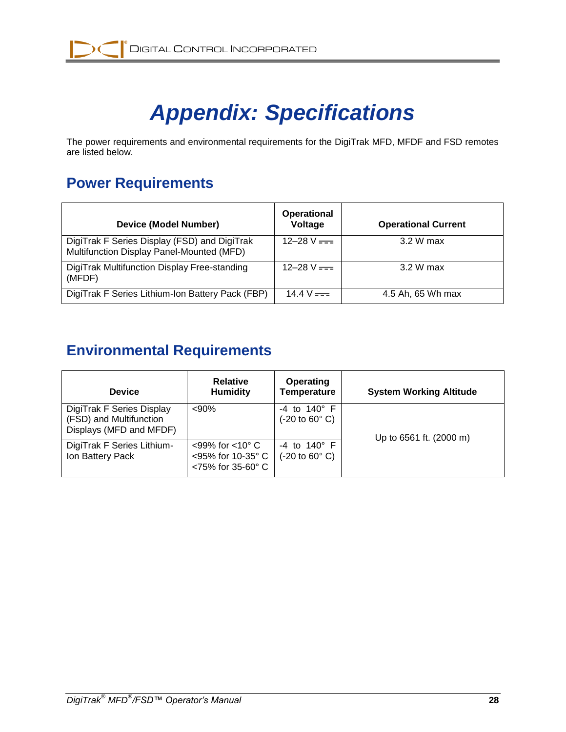# Appendix: Specifications

The power requirements and environmental requirements for the DigiTrak MFD, MFDF and FSD remotes are listed below.

## Power Requirements

| Device (Model Number) | Operational Voltage | Operational Current |
|---|---|---|
| DigiTrak F Series Display (FSD) and DigiTrak Multifunction Display Panel-Mounted (MFD) | 12–28 V ⎓ | 3.2 W max |
| DigiTrak Multifunction Display Free-standing (MFDF) | 12–28 V ⎓ | 3.2 W max |
| DigiTrak F Series Lithium-Ion Battery Pack (FBP) | 14.4 V ⎓ | 4.5 Ah, 65 Wh max |

## Environmental Requirements

| Device | Relative Humidity | Operating Temperature | System Working Altitude |
|---|---|---|---|
| DigiTrak F Series Display (FSD) and Multifunction Displays (MFD and MFDF) | <90% | -4 to 140° F (-20 to 60° C) | Up to 6561 ft. (2000 m) |
| DigiTrak F Series Lithium-Ion Battery Pack | <99% for <10° C<br><95% for 10-35° C<br><75% for 35-60° C | -4 to 140° F (-20 to 60° C) | |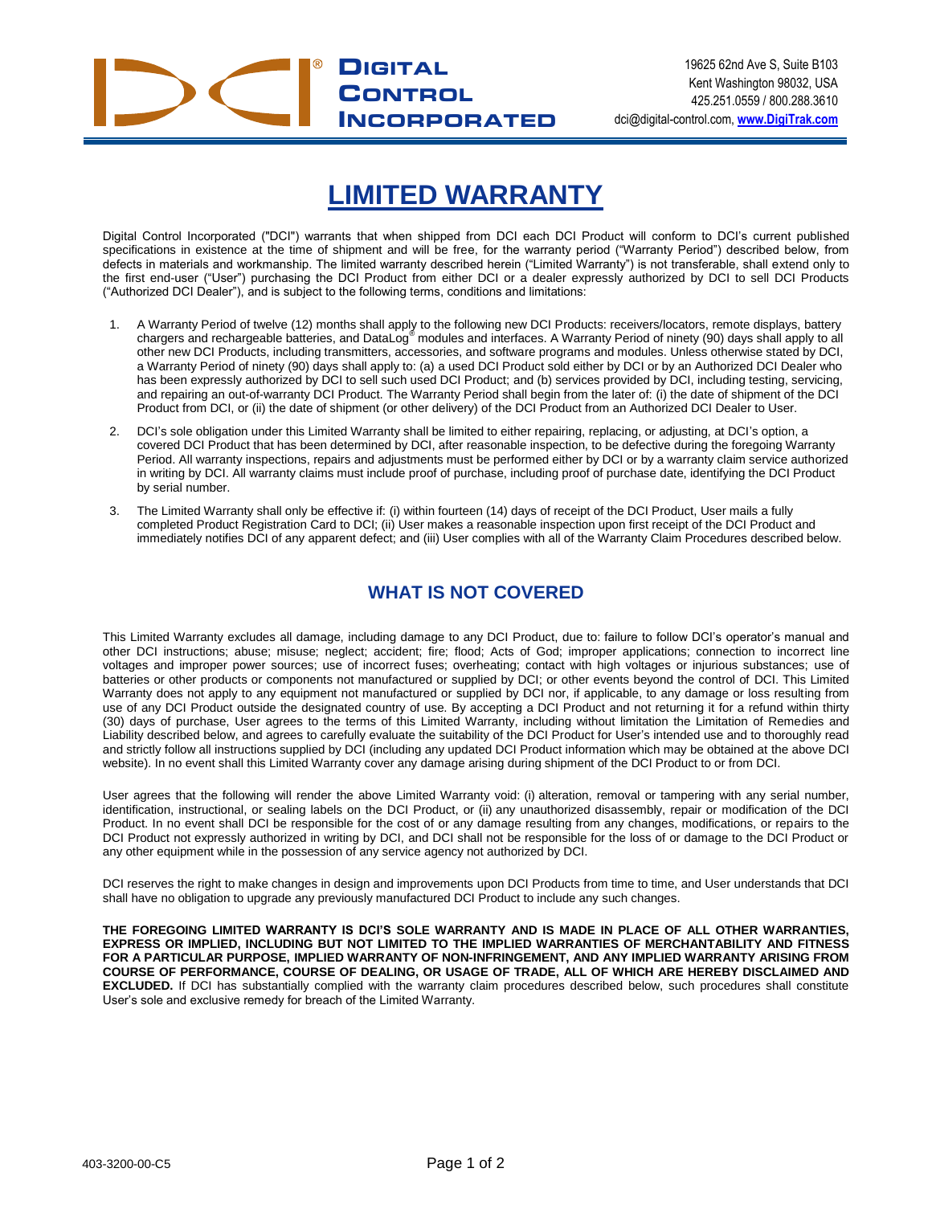**DIGITAL CONTROL INCORPORATED**

19625 62nd Ave S, Suite B103
Kent Washington 98032, USA
425.251.0559 / 800.288.3610
dci@digital-control.com, **www.DigiTrak.com**

# LIMITED WARRANTY

Digital Control Incorporated ("DCI") warrants that when shipped from DCI each DCI Product will conform to DCI's current published specifications in existence at the time of shipment and will be free, for the warranty period ("Warranty Period") described below, from defects in materials and workmanship. The limited warranty described herein ("Limited Warranty") is not transferable, shall extend only to the first end-user ("User") purchasing the DCI Product from either DCI or a dealer expressly authorized by DCI to sell DCI Products ("Authorized DCI Dealer"), and is subject to the following terms, conditions and limitations:

1. A Warranty Period of twelve (12) months shall apply to the following new DCI Products: receivers/locators, remote displays, battery chargers and rechargeable batteries, and DataLog® modules and interfaces. A Warranty Period of ninety (90) days shall apply to all other new DCI Products, including transmitters, accessories, and software programs and modules. Unless otherwise stated by DCI, a Warranty Period of ninety (90) days shall apply to: (a) a used DCI Product sold either by DCI or by an Authorized DCI Dealer who has been expressly authorized by DCI to sell such used DCI Product; and (b) services provided by DCI, including testing, servicing, and repairing an out-of-warranty DCI Product. The Warranty Period shall begin from the later of: (i) the date of shipment of the DCI Product from DCI, or (ii) the date of shipment (or other delivery) of the DCI Product from an Authorized DCI Dealer to User.

2. DCI's sole obligation under this Limited Warranty shall be limited to either repairing, replacing, or adjusting, at DCI's option, a covered DCI Product that has been determined by DCI, after reasonable inspection, to be defective during the foregoing Warranty Period. All warranty inspections, repairs and adjustments must be performed either by DCI or by a warranty claim service authorized in writing by DCI. All warranty claims must include proof of purchase, including proof of purchase date, identifying the DCI Product by serial number.

3. The Limited Warranty shall only be effective if: (i) within fourteen (14) days of receipt of the DCI Product, User mails a fully completed Product Registration Card to DCI; (ii) User makes a reasonable inspection upon first receipt of the DCI Product and immediately notifies DCI of any apparent defect; and (iii) User complies with all of the Warranty Claim Procedures described below.

## WHAT IS NOT COVERED

This Limited Warranty excludes all damage, including damage to any DCI Product, due to: failure to follow DCI's operator's manual and other DCI instructions; abuse; misuse; neglect; accident; fire; flood; Acts of God; improper applications; connection to incorrect line voltages and improper power sources; use of incorrect fuses; overheating; contact with high voltages or injurious substances; use of batteries or other products or components not manufactured or supplied by DCI; or other events beyond the control of DCI. This Limited Warranty does not apply to any equipment not manufactured or supplied by DCI nor, if applicable, to any damage or loss resulting from use of any DCI Product outside the designated country of use. By accepting a DCI Product and not returning it for a refund within thirty (30) days of purchase, User agrees to the terms of this Limited Warranty, including without limitation the Limitation of Remedies and Liability described below, and agrees to carefully evaluate the suitability of the DCI Product for User's intended use and to thoroughly read and strictly follow all instructions supplied by DCI (including any updated DCI Product information which may be obtained at the above DCI website). In no event shall this Limited Warranty cover any damage arising during shipment of the DCI Product to or from DCI.

User agrees that the following will render the above Limited Warranty void: (i) alteration, removal or tampering with any serial number, identification, instructional, or sealing labels on the DCI Product, or (ii) any unauthorized disassembly, repair or modification of the DCI Product. In no event shall DCI be responsible for the cost of or any damage resulting from any changes, modifications, or repairs to the DCI Product not expressly authorized in writing by DCI, and DCI shall not be responsible for the loss of or damage to the DCI Product or any other equipment while in the possession of any service agency not authorized by DCI.

DCI reserves the right to make changes in design and improvements upon DCI Products from time to time, and User understands that DCI shall have no obligation to upgrade any previously manufactured DCI Product to include any such changes.

**THE FOREGOING LIMITED WARRANTY IS DCI'S SOLE WARRANTY AND IS MADE IN PLACE OF ALL OTHER WARRANTIES, EXPRESS OR IMPLIED, INCLUDING BUT NOT LIMITED TO THE IMPLIED WARRANTIES OF MERCHANTABILITY AND FITNESS FOR A PARTICULAR PURPOSE, IMPLIED WARRANTY OF NON-INFRINGEMENT, AND ANY IMPLIED WARRANTY ARISING FROM COURSE OF PERFORMANCE, COURSE OF DEALING, OR USAGE OF TRADE, ALL OF WHICH ARE HEREBY DISCLAIMED AND EXCLUDED.** If DCI has substantially complied with the warranty claim procedures described below, such procedures shall constitute User's sole and exclusive remedy for breach of the Limited Warranty.

403-3200-00-C5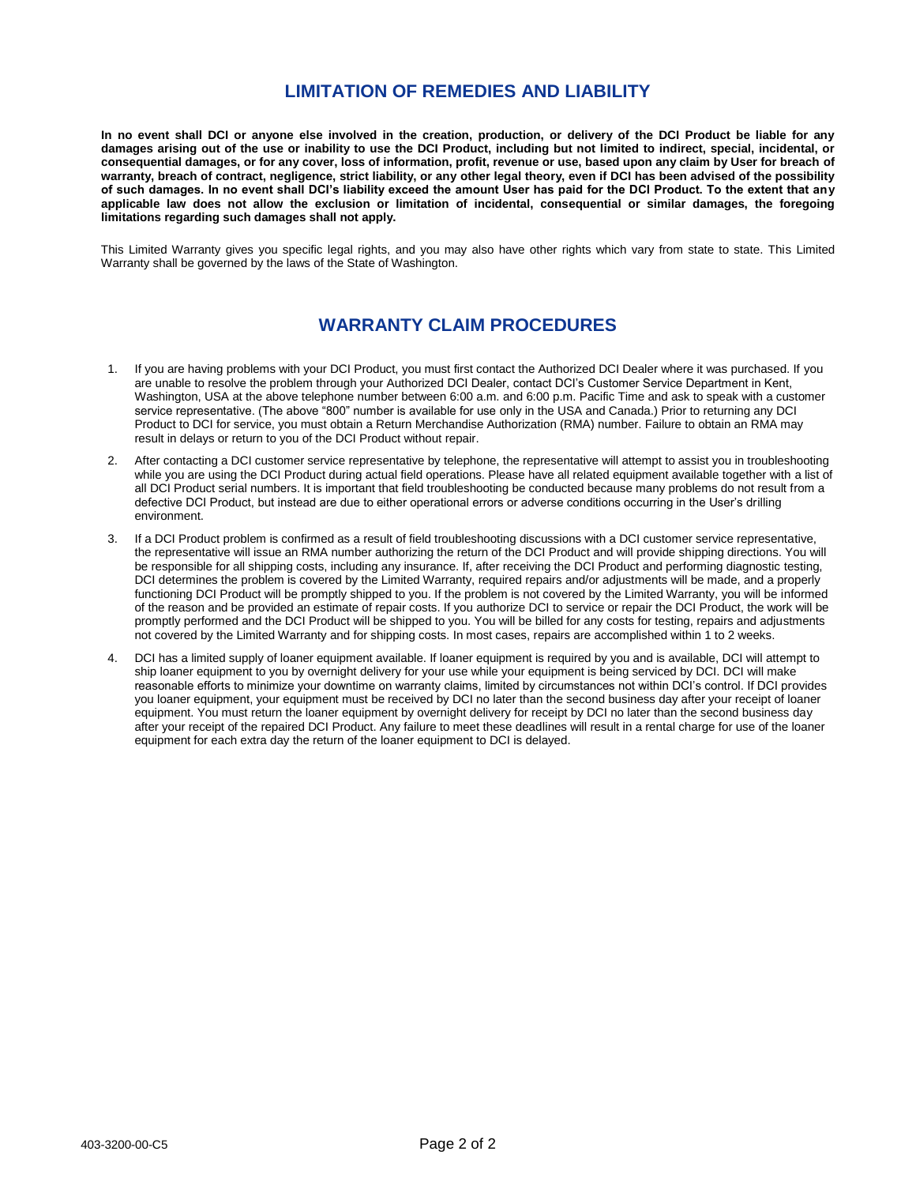## LIMITATION OF REMEDIES AND LIABILITY

**In no event shall DCI or anyone else involved in the creation, production, or delivery of the DCI Product be liable for any damages arising out of the use or inability to use the DCI Product, including but not limited to indirect, special, incidental, or consequential damages, or for any cover, loss of information, profit, revenue or use, based upon any claim by User for breach of warranty, breach of contract, negligence, strict liability, or any other legal theory, even if DCI has been advised of the possibility of such damages. In no event shall DCI's liability exceed the amount User has paid for the DCI Product. To the extent that any applicable law does not allow the exclusion or limitation of incidental, consequential or similar damages, the foregoing limitations regarding such damages shall not apply.**

This Limited Warranty gives you specific legal rights, and you may also have other rights which vary from state to state. This Limited Warranty shall be governed by the laws of the State of Washington.

## WARRANTY CLAIM PROCEDURES

1. If you are having problems with your DCI Product, you must first contact the Authorized DCI Dealer where it was purchased. If you are unable to resolve the problem through your Authorized DCI Dealer, contact DCI's Customer Service Department in Kent, Washington, USA at the above telephone number between 6:00 a.m. and 6:00 p.m. Pacific Time and ask to speak with a customer service representative. (The above "800" number is available for use only in the USA and Canada.) Prior to returning any DCI Product to DCI for service, you must obtain a Return Merchandise Authorization (RMA) number. Failure to obtain an RMA may result in delays or return to you of the DCI Product without repair.
2. After contacting a DCI customer service representative by telephone, the representative will attempt to assist you in troubleshooting while you are using the DCI Product during actual field operations. Please have all related equipment available together with a list of all DCI Product serial numbers. It is important that field troubleshooting be conducted because many problems do not result from a defective DCI Product, but instead are due to either operational errors or adverse conditions occurring in the User's drilling environment.
3. If a DCI Product problem is confirmed as a result of field troubleshooting discussions with a DCI customer service representative, the representative will issue an RMA number authorizing the return of the DCI Product and will provide shipping directions. You will be responsible for all shipping costs, including any insurance. If, after receiving the DCI Product and performing diagnostic testing, DCI determines the problem is covered by the Limited Warranty, required repairs and/or adjustments will be made, and a properly functioning DCI Product will be promptly shipped to you. If the problem is not covered by the Limited Warranty, you will be informed of the reason and be provided an estimate of repair costs. If you authorize DCI to service or repair the DCI Product, the work will be promptly performed and the DCI Product will be shipped to you. You will be billed for any costs for testing, repairs and adjustments not covered by the Limited Warranty and for shipping costs. In most cases, repairs are accomplished within 1 to 2 weeks.
4. DCI has a limited supply of loaner equipment available. If loaner equipment is required by you and is available, DCI will attempt to ship loaner equipment to you by overnight delivery for your use while your equipment is being serviced by DCI. DCI will make reasonable efforts to minimize your downtime on warranty claims, limited by circumstances not within DCI's control. If DCI provides you loaner equipment, your equipment must be received by DCI no later than the second business day after your receipt of loaner equipment. You must return the loaner equipment by overnight delivery for receipt by DCI no later than the second business day after your receipt of the repaired DCI Product. Any failure to meet these deadlines will result in a rental charge for use of the loaner equipment for each extra day the return of the loaner equipment to DCI is delayed.

403-3200-00-C5